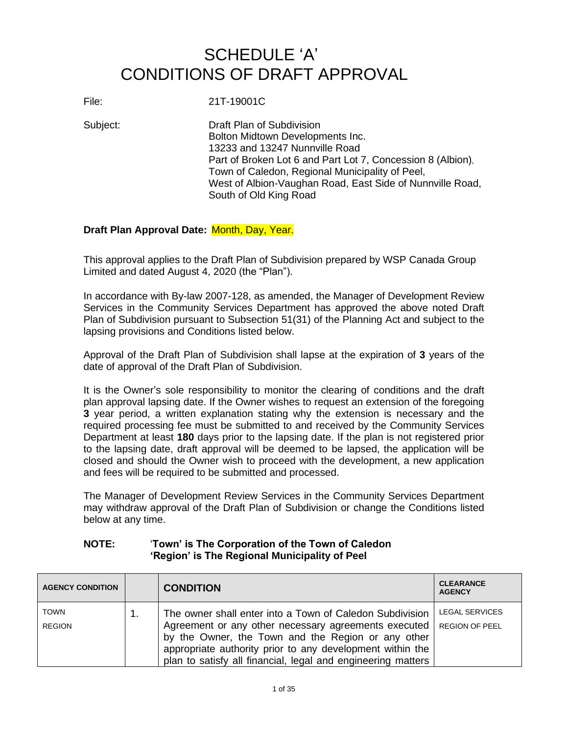# SCHEDULE 'A'
# CONDITIONS OF DRAFT APPROVAL

File: 21T-19001C

Subject: Draft Plan of Subdivision
Bolton Midtown Developments Inc.
13233 and 13247 Nunnville Road
Part of Broken Lot 6 and Part Lot 7, Concession 8 (Albion),
Town of Caledon, Regional Municipality of Peel,
West of Albion-Vaughan Road, East Side of Nunnville Road,
South of Old King Road

**Draft Plan Approval Date:** Month, Day, Year.

This approval applies to the Draft Plan of Subdivision prepared by WSP Canada Group Limited and dated August 4, 2020 (the "Plan").

In accordance with By-law 2007-128, as amended, the Manager of Development Review Services in the Community Services Department has approved the above noted Draft Plan of Subdivision pursuant to Subsection 51(31) of the Planning Act and subject to the lapsing provisions and Conditions listed below.

Approval of the Draft Plan of Subdivision shall lapse at the expiration of **3** years of the date of approval of the Draft Plan of Subdivision.

It is the Owner's sole responsibility to monitor the clearing of conditions and the draft plan approval lapsing date. If the Owner wishes to request an extension of the foregoing **3** year period, a written explanation stating why the extension is necessary and the required processing fee must be submitted to and received by the Community Services Department at least **180** days prior to the lapsing date. If the plan is not registered prior to the lapsing date, draft approval will be deemed to be lapsed, the application will be closed and should the Owner wish to proceed with the development, a new application and fees will be required to be submitted and processed.

The Manager of Development Review Services in the Community Services Department may withdraw approval of the Draft Plan of Subdivision or change the Conditions listed below at any time.

**NOTE:** **'Town' is The Corporation of the Town of Caledon**
**'Region' is The Regional Municipality of Peel**

| AGENCY CONDITION | | CONDITION | CLEARANCE AGENCY |
|---|---|---|---|
| TOWN<br>REGION | 1. | The owner shall enter into a Town of Caledon Subdivision Agreement or any other necessary agreements executed by the Owner, the Town and the Region or any other appropriate authority prior to any development within the plan to satisfy all financial, legal and engineering matters | LEGAL SERVICES<br>REGION OF PEEL |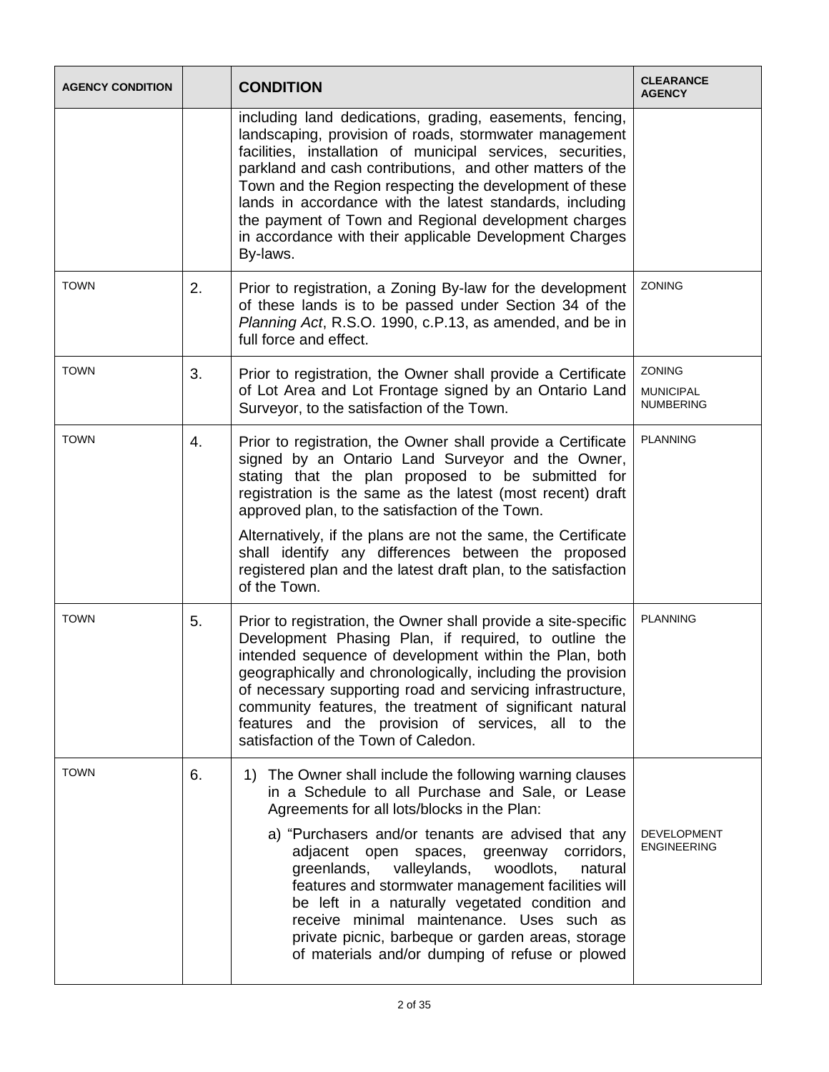| AGENCY CONDITION | | CONDITION | CLEARANCE AGENCY |
|---|---|---|---|
| | | including land dedications, grading, easements, fencing, landscaping, provision of roads, stormwater management facilities, installation of municipal services, securities, parkland and cash contributions, and other matters of the Town and the Region respecting the development of these lands in accordance with the latest standards, including the payment of Town and Regional development charges in accordance with their applicable Development Charges By-laws. | |
| TOWN | 2. | Prior to registration, a Zoning By-law for the development of these lands is to be passed under Section 34 of the *Planning Act*, R.S.O. 1990, c.P.13, as amended, and be in full force and effect. | ZONING |
| TOWN | 3. | Prior to registration, the Owner shall provide a Certificate of Lot Area and Lot Frontage signed by an Ontario Land Surveyor, to the satisfaction of the Town. | ZONING<br>MUNICIPAL NUMBERING |
| TOWN | 4. | Prior to registration, the Owner shall provide a Certificate signed by an Ontario Land Surveyor and the Owner, stating that the plan proposed to be submitted for registration is the same as the latest (most recent) draft approved plan, to the satisfaction of the Town.<br><br>Alternatively, if the plans are not the same, the Certificate shall identify any differences between the proposed registered plan and the latest draft plan, to the satisfaction of the Town. | PLANNING |
| TOWN | 5. | Prior to registration, the Owner shall provide a site-specific Development Phasing Plan, if required, to outline the intended sequence of development within the Plan, both geographically and chronologically, including the provision of necessary supporting road and servicing infrastructure, community features, the treatment of significant natural features and the provision of services, all to the satisfaction of the Town of Caledon. | PLANNING |
| TOWN | 6. | 1) The Owner shall include the following warning clauses in a Schedule to all Purchase and Sale, or Lease Agreements for all lots/blocks in the Plan:<br><br>a) "Purchasers and/or tenants are advised that any adjacent open spaces, greenway corridors, greenlands, valleylands, woodlots, natural features and stormwater management facilities will be left in a naturally vegetated condition and receive minimal maintenance. Uses such as private picnic, barbeque or garden areas, storage of materials and/or dumping of refuse or plowed | DEVELOPMENT ENGINEERING |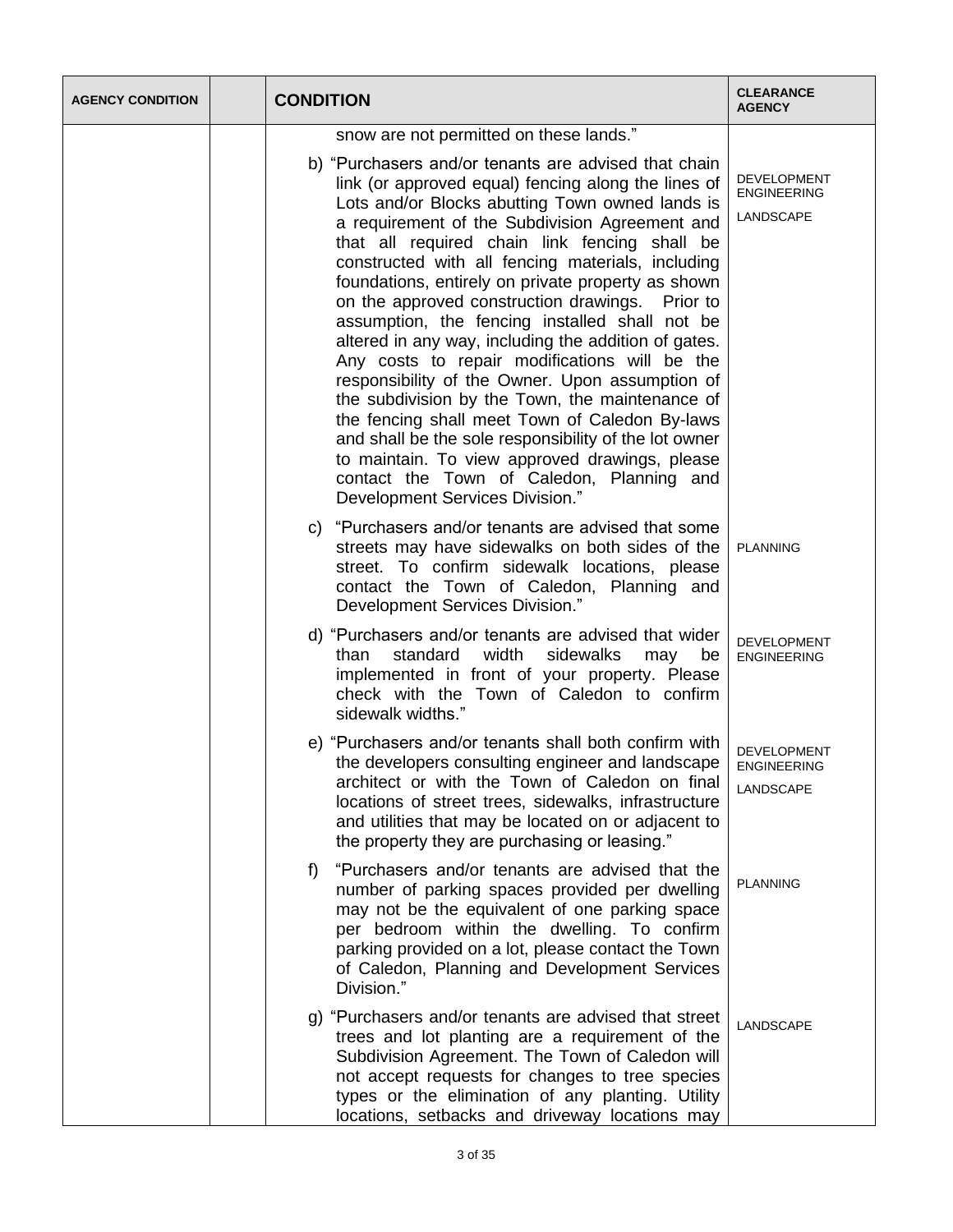| AGENCY CONDITION | | CONDITION | CLEARANCE AGENCY |
|---|---|---|---|
| | | snow are not permitted on these lands." | |
| | | b) "Purchasers and/or tenants are advised that chain link (or approved equal) fencing along the lines of Lots and/or Blocks abutting Town owned lands is a requirement of the Subdivision Agreement and that all required chain link fencing shall be constructed with all fencing materials, including foundations, entirely on private property as shown on the approved construction drawings. Prior to assumption, the fencing installed shall not be altered in any way, including the addition of gates. Any costs to repair modifications will be the responsibility of the Owner. Upon assumption of the subdivision by the Town, the maintenance of the fencing shall meet Town of Caledon By-laws and shall be the sole responsibility of the lot owner to maintain. To view approved drawings, please contact the Town of Caledon, Planning and Development Services Division." | DEVELOPMENT ENGINEERING<br>LANDSCAPE |
| | | c) "Purchasers and/or tenants are advised that some streets may have sidewalks on both sides of the street. To confirm sidewalk locations, please contact the Town of Caledon, Planning and Development Services Division." | PLANNING |
| | | d) "Purchasers and/or tenants are advised that wider than standard width sidewalks may be implemented in front of your property. Please check with the Town of Caledon to confirm sidewalk widths." | DEVELOPMENT ENGINEERING |
| | | e) "Purchasers and/or tenants shall both confirm with the developers consulting engineer and landscape architect or with the Town of Caledon on final locations of street trees, sidewalks, infrastructure and utilities that may be located on or adjacent to the property they are purchasing or leasing." | DEVELOPMENT ENGINEERING<br>LANDSCAPE |
| | | f) "Purchasers and/or tenants are advised that the number of parking spaces provided per dwelling may not be the equivalent of one parking space per bedroom within the dwelling. To confirm parking provided on a lot, please contact the Town of Caledon, Planning and Development Services Division." | PLANNING |
| | | g) "Purchasers and/or tenants are advised that street trees and lot planting are a requirement of the Subdivision Agreement. The Town of Caledon will not accept requests for changes to tree species types or the elimination of any planting. Utility locations, setbacks and driveway locations may | LANDSCAPE |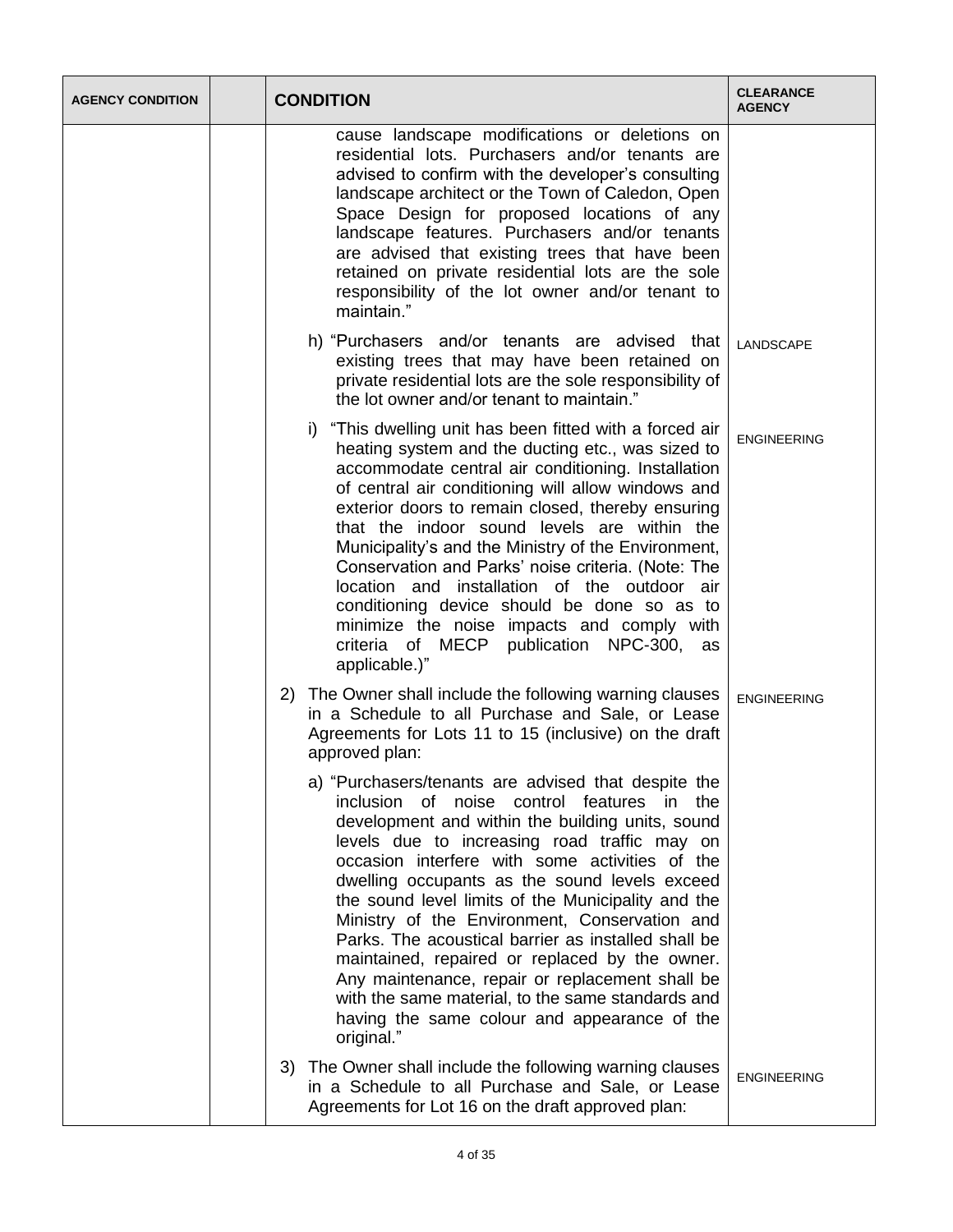| AGENCY CONDITION | | CONDITION | CLEARANCE AGENCY |
|---|---|---|---|
| | | cause landscape modifications or deletions on residential lots. Purchasers and/or tenants are advised to confirm with the developer's consulting landscape architect or the Town of Caledon, Open Space Design for proposed locations of any landscape features. Purchasers and/or tenants are advised that existing trees that have been retained on private residential lots are the sole responsibility of the lot owner and/or tenant to maintain." | |
| | | h) "Purchasers and/or tenants are advised that existing trees that may have been retained on private residential lots are the sole responsibility of the lot owner and/or tenant to maintain." | LANDSCAPE |
| | | i) "This dwelling unit has been fitted with a forced air heating system and the ducting etc., was sized to accommodate central air conditioning. Installation of central air conditioning will allow windows and exterior doors to remain closed, thereby ensuring that the indoor sound levels are within the Municipality's and the Ministry of the Environment, Conservation and Parks' noise criteria. (Note: The location and installation of the outdoor air conditioning device should be done so as to minimize the noise impacts and comply with criteria of MECP publication NPC-300, as applicable.)" | ENGINEERING |
| | | 2) The Owner shall include the following warning clauses in a Schedule to all Purchase and Sale, or Lease Agreements for Lots 11 to 15 (inclusive) on the draft approved plan: | ENGINEERING |
| | | a) "Purchasers/tenants are advised that despite the inclusion of noise control features in the development and within the building units, sound levels due to increasing road traffic may on occasion interfere with some activities of the dwelling occupants as the sound levels exceed the sound level limits of the Municipality and the Ministry of the Environment, Conservation and Parks. The acoustical barrier as installed shall be maintained, repaired or replaced by the owner. Any maintenance, repair or replacement shall be with the same material, to the same standards and having the same colour and appearance of the original." | |
| | | 3) The Owner shall include the following warning clauses in a Schedule to all Purchase and Sale, or Lease Agreements for Lot 16 on the draft approved plan: | ENGINEERING |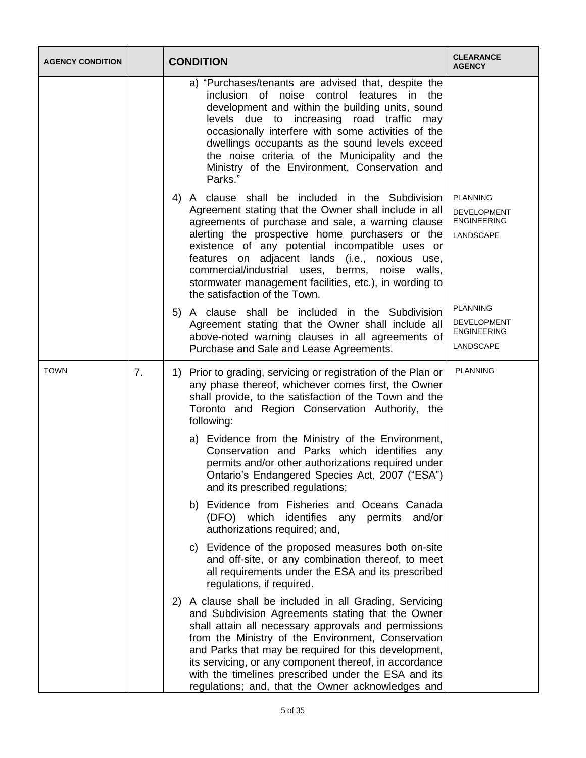| AGENCY CONDITION | | CONDITION | CLEARANCE AGENCY |
|---|---|---|---|
| | | a) "Purchases/tenants are advised that, despite the inclusion of noise control features in the development and within the building units, sound levels due to increasing road traffic may occasionally interfere with some activities of the dwellings occupants as the sound levels exceed the noise criteria of the Municipality and the Ministry of the Environment, Conservation and Parks." | |
| | | 4) A clause shall be included in the Subdivision Agreement stating that the Owner shall include in all agreements of purchase and sale, a warning clause alerting the prospective home purchasers or the existence of any potential incompatible uses or features on adjacent lands (i.e., noxious use, commercial/industrial uses, berms, noise walls, stormwater management facilities, etc.), in wording to the satisfaction of the Town. | PLANNING<br>DEVELOPMENT ENGINEERING<br>LANDSCAPE |
| | | 5) A clause shall be included in the Subdivision Agreement stating that the Owner shall include all above-noted warning clauses in all agreements of Purchase and Sale and Lease Agreements. | PLANNING<br>DEVELOPMENT ENGINEERING<br>LANDSCAPE |
| TOWN | 7. | 1) Prior to grading, servicing or registration of the Plan or any phase thereof, whichever comes first, the Owner shall provide, to the satisfaction of the Town and the Toronto and Region Conservation Authority, the following:<br><br>a) Evidence from the Ministry of the Environment, Conservation and Parks which identifies any permits and/or other authorizations required under Ontario's Endangered Species Act, 2007 ("ESA") and its prescribed regulations;<br><br>b) Evidence from Fisheries and Oceans Canada (DFO) which identifies any permits and/or authorizations required; and,<br><br>c) Evidence of the proposed measures both on-site and off-site, or any combination thereof, to meet all requirements under the ESA and its prescribed regulations, if required.<br><br>2) A clause shall be included in all Grading, Servicing and Subdivision Agreements stating that the Owner shall attain all necessary approvals and permissions from the Ministry of the Environment, Conservation and Parks that may be required for this development, its servicing, or any component thereof, in accordance with the timelines prescribed under the ESA and its regulations; and, that the Owner acknowledges and | PLANNING |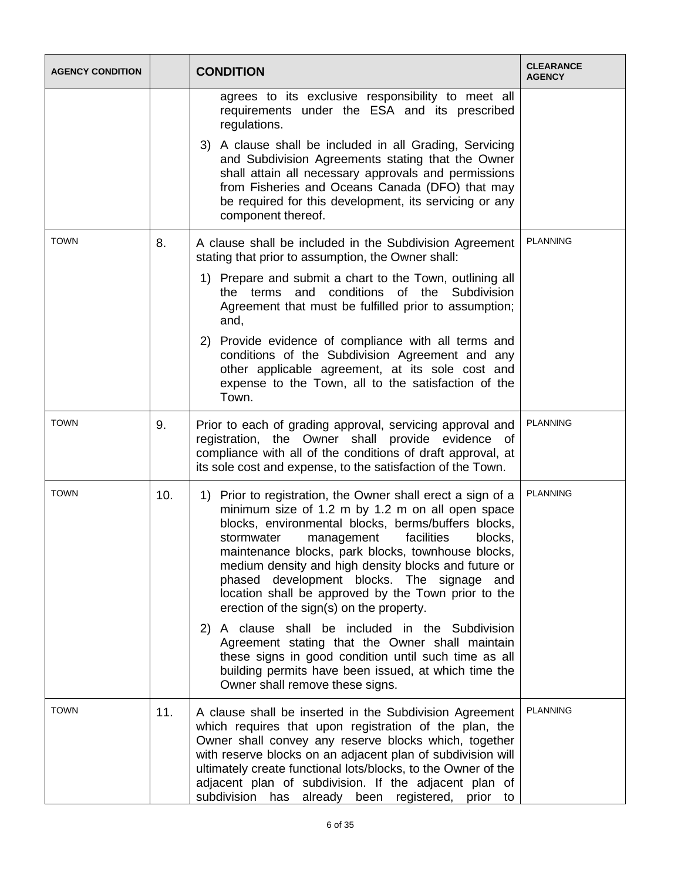| AGENCY CONDITION | | CONDITION | CLEARANCE AGENCY |
|---|---|---|---|
| | | agrees to its exclusive responsibility to meet all requirements under the ESA and its prescribed regulations.<br><br>3) A clause shall be included in all Grading, Servicing and Subdivision Agreements stating that the Owner shall attain all necessary approvals and permissions from Fisheries and Oceans Canada (DFO) that may be required for this development, its servicing or any component thereof. | |
| TOWN | 8. | A clause shall be included in the Subdivision Agreement stating that prior to assumption, the Owner shall:<br><br>1) Prepare and submit a chart to the Town, outlining all the terms and conditions of the Subdivision Agreement that must be fulfilled prior to assumption; and,<br><br>2) Provide evidence of compliance with all terms and conditions of the Subdivision Agreement and any other applicable agreement, at its sole cost and expense to the Town, all to the satisfaction of the Town. | PLANNING |
| TOWN | 9. | Prior to each of grading approval, servicing approval and registration, the Owner shall provide evidence of compliance with all of the conditions of draft approval, at its sole cost and expense, to the satisfaction of the Town. | PLANNING |
| TOWN | 10. | 1) Prior to registration, the Owner shall erect a sign of a minimum size of 1.2 m by 1.2 m on all open space blocks, environmental blocks, berms/buffers blocks, stormwater management facilities blocks, maintenance blocks, park blocks, townhouse blocks, medium density and high density blocks and future or phased development blocks. The signage and location shall be approved by the Town prior to the erection of the sign(s) on the property.<br><br>2) A clause shall be included in the Subdivision Agreement stating that the Owner shall maintain these signs in good condition until such time as all building permits have been issued, at which time the Owner shall remove these signs. | PLANNING |
| TOWN | 11. | A clause shall be inserted in the Subdivision Agreement which requires that upon registration of the plan, the Owner shall convey any reserve blocks which, together with reserve blocks on an adjacent plan of subdivision will ultimately create functional lots/blocks, to the Owner of the adjacent plan of subdivision. If the adjacent plan of subdivision has already been registered, prior to | PLANNING |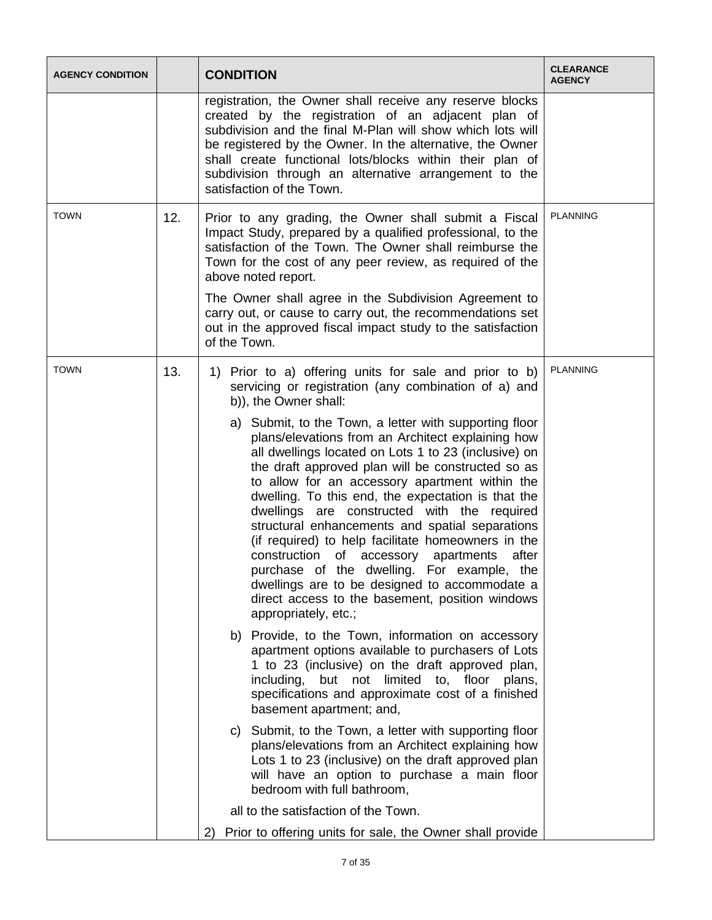| AGENCY CONDITION | | CONDITION | CLEARANCE AGENCY |
|---|---|---|---|
| | | registration, the Owner shall receive any reserve blocks created by the registration of an adjacent plan of subdivision and the final M-Plan will show which lots will be registered by the Owner. In the alternative, the Owner shall create functional lots/blocks within their plan of subdivision through an alternative arrangement to the satisfaction of the Town. | |
| TOWN | 12. | Prior to any grading, the Owner shall submit a Fiscal Impact Study, prepared by a qualified professional, to the satisfaction of the Town. The Owner shall reimburse the Town for the cost of any peer review, as required of the above noted report.<br><br>The Owner shall agree in the Subdivision Agreement to carry out, or cause to carry out, the recommendations set out in the approved fiscal impact study to the satisfaction of the Town. | PLANNING |
| TOWN | 13. | 1) Prior to a) offering units for sale and prior to b) servicing or registration (any combination of a) and b)), the Owner shall:<br><br>a) Submit, to the Town, a letter with supporting floor plans/elevations from an Architect explaining how all dwellings located on Lots 1 to 23 (inclusive) on the draft approved plan will be constructed so as to allow for an accessory apartment within the dwelling. To this end, the expectation is that the dwellings are constructed with the required structural enhancements and spatial separations (if required) to help facilitate homeowners in the construction of accessory apartments after purchase of the dwelling. For example, the dwellings are to be designed to accommodate a direct access to the basement, position windows appropriately, etc.;<br><br>b) Provide, to the Town, information on accessory apartment options available to purchasers of Lots 1 to 23 (inclusive) on the draft approved plan, including, but not limited to, floor plans, specifications and approximate cost of a finished basement apartment; and,<br><br>c) Submit, to the Town, a letter with supporting floor plans/elevations from an Architect explaining how Lots 1 to 23 (inclusive) on the draft approved plan will have an option to purchase a main floor bedroom with full bathroom,<br><br>all to the satisfaction of the Town.<br><br>2) Prior to offering units for sale, the Owner shall provide | PLANNING |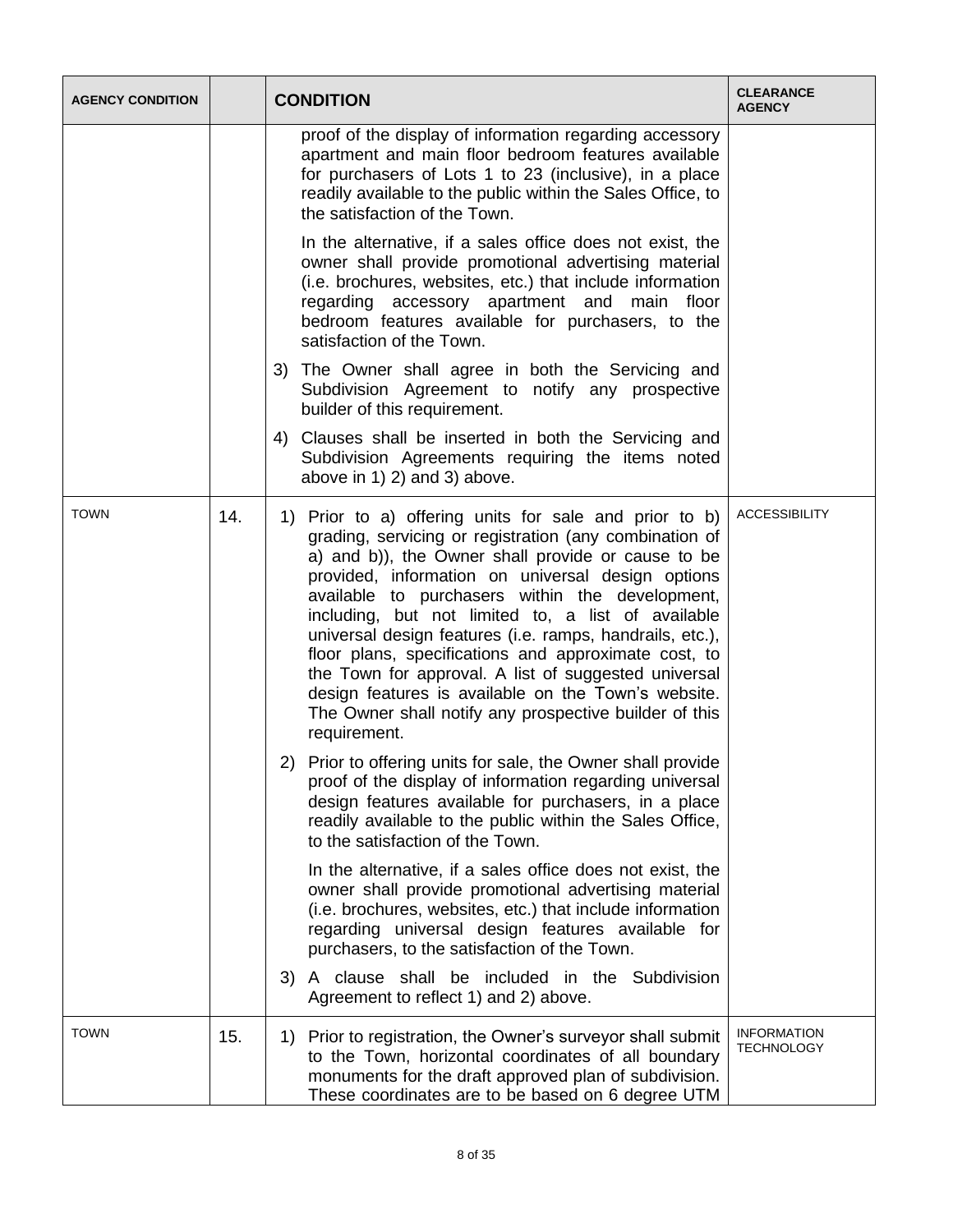| AGENCY CONDITION | | CONDITION | CLEARANCE AGENCY |
|---|---|---|---|
| | | proof of the display of information regarding accessory apartment and main floor bedroom features available for purchasers of Lots 1 to 23 (inclusive), in a place readily available to the public within the Sales Office, to the satisfaction of the Town.<br><br>In the alternative, if a sales office does not exist, the owner shall provide promotional advertising material (i.e. brochures, websites, etc.) that include information regarding accessory apartment and main floor bedroom features available for purchasers, to the satisfaction of the Town.<br><br>3) The Owner shall agree in both the Servicing and Subdivision Agreement to notify any prospective builder of this requirement.<br><br>4) Clauses shall be inserted in both the Servicing and Subdivision Agreements requiring the items noted above in 1) 2) and 3) above. | |
| TOWN | 14. | 1) Prior to a) offering units for sale and prior to b) grading, servicing or registration (any combination of a) and b)), the Owner shall provide or cause to be provided, information on universal design options available to purchasers within the development, including, but not limited to, a list of available universal design features (i.e. ramps, handrails, etc.), floor plans, specifications and approximate cost, to the Town for approval. A list of suggested universal design features is available on the Town's website. The Owner shall notify any prospective builder of this requirement.<br><br>2) Prior to offering units for sale, the Owner shall provide proof of the display of information regarding universal design features available for purchasers, in a place readily available to the public within the Sales Office, to the satisfaction of the Town.<br><br>In the alternative, if a sales office does not exist, the owner shall provide promotional advertising material (i.e. brochures, websites, etc.) that include information regarding universal design features available for purchasers, to the satisfaction of the Town.<br><br>3) A clause shall be included in the Subdivision Agreement to reflect 1) and 2) above. | ACCESSIBILITY |
| TOWN | 15. | 1) Prior to registration, the Owner's surveyor shall submit to the Town, horizontal coordinates of all boundary monuments for the draft approved plan of subdivision. These coordinates are to be based on 6 degree UTM | INFORMATION TECHNOLOGY |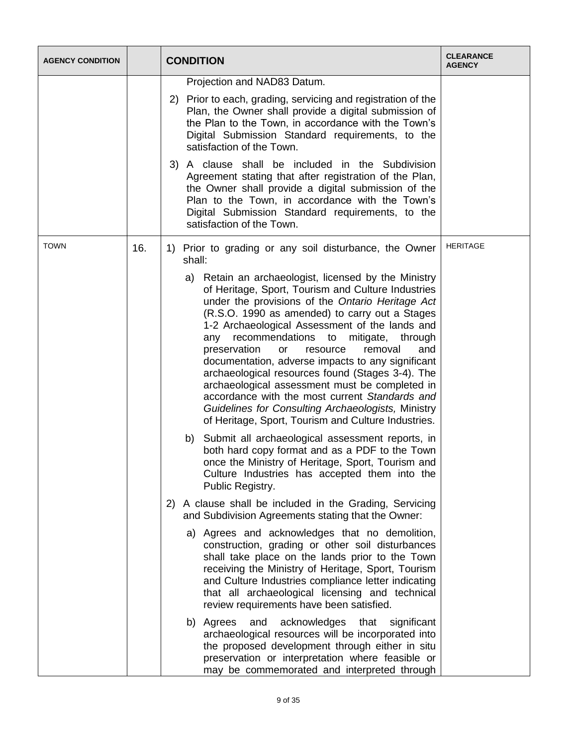| AGENCY CONDITION | | CONDITION | CLEARANCE AGENCY |
|---|---|---|---|
| | | Projection and NAD83 Datum.<br><br>2) Prior to each, grading, servicing and registration of the Plan, the Owner shall provide a digital submission of the Plan to the Town, in accordance with the Town's Digital Submission Standard requirements, to the satisfaction of the Town.<br><br>3) A clause shall be included in the Subdivision Agreement stating that after registration of the Plan, the Owner shall provide a digital submission of the Plan to the Town, in accordance with the Town's Digital Submission Standard requirements, to the satisfaction of the Town. | |
| TOWN | 16. | 1) Prior to grading or any soil disturbance, the Owner shall:<br><br>a) Retain an archaeologist, licensed by the Ministry of Heritage, Sport, Tourism and Culture Industries under the provisions of the *Ontario Heritage Act* (R.S.O. 1990 as amended) to carry out a Stages 1-2 Archaeological Assessment of the lands and any recommendations to mitigate, through preservation or resource removal and documentation, adverse impacts to any significant archaeological resources found (Stages 3-4). The archaeological assessment must be completed in accordance with the most current *Standards and Guidelines for Consulting Archaeologists,* Ministry of Heritage, Sport, Tourism and Culture Industries.<br><br>b) Submit all archaeological assessment reports, in both hard copy format and as a PDF to the Town once the Ministry of Heritage, Sport, Tourism and Culture Industries has accepted them into the Public Registry.<br><br>2) A clause shall be included in the Grading, Servicing and Subdivision Agreements stating that the Owner:<br><br>a) Agrees and acknowledges that no demolition, construction, grading or other soil disturbances shall take place on the lands prior to the Town receiving the Ministry of Heritage, Sport, Tourism and Culture Industries compliance letter indicating that all archaeological licensing and technical review requirements have been satisfied.<br><br>b) Agrees and acknowledges that significant archaeological resources will be incorporated into the proposed development through either in situ preservation or interpretation where feasible or may be commemorated and interpreted through | HERITAGE |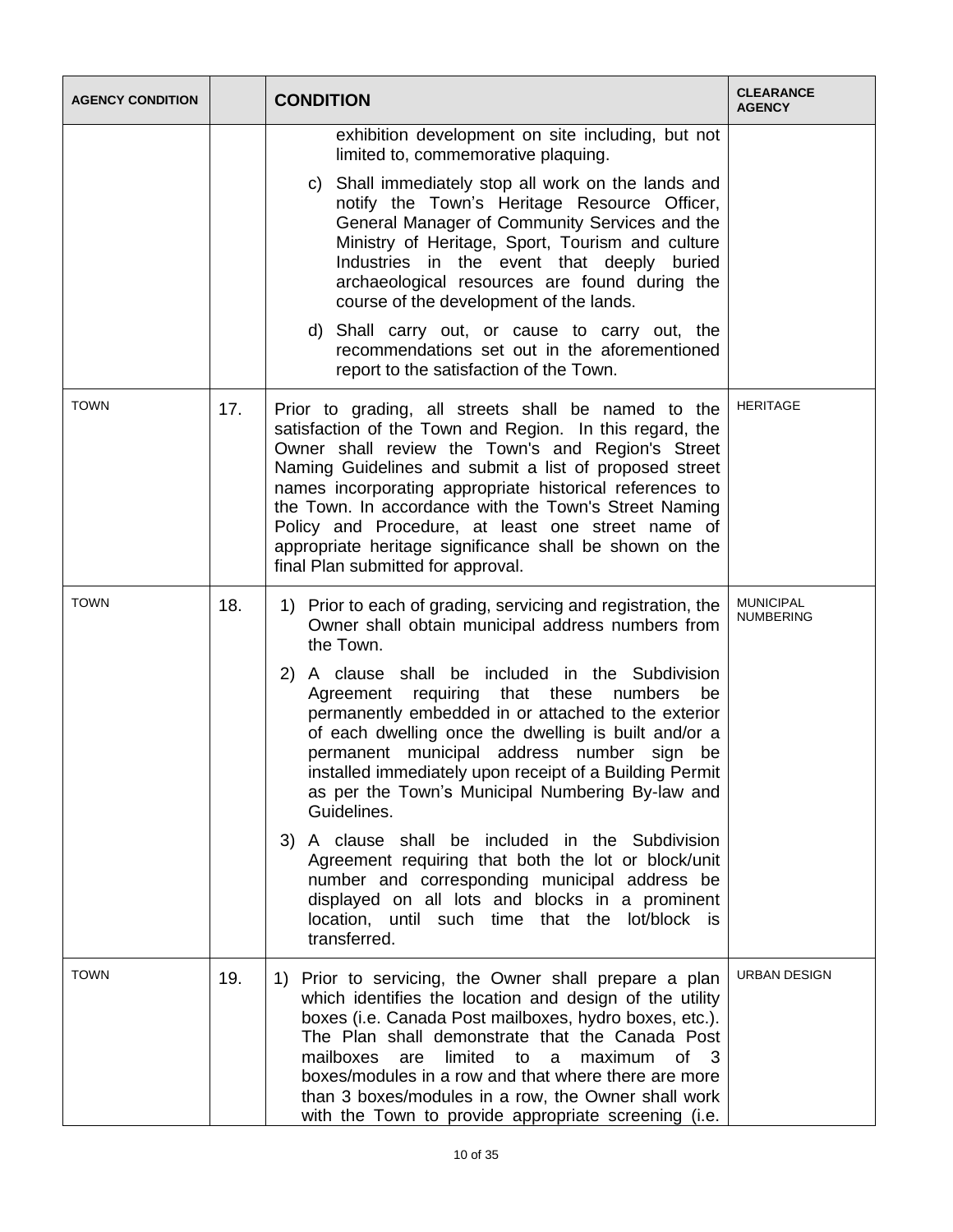| AGENCY CONDITION | | CONDITION | CLEARANCE AGENCY |
|---|---|---|---|
| | | exhibition development on site including, but not limited to, commemorative plaquing.<br><br>c) Shall immediately stop all work on the lands and notify the Town's Heritage Resource Officer, General Manager of Community Services and the Ministry of Heritage, Sport, Tourism and culture Industries in the event that deeply buried archaeological resources are found during the course of the development of the lands.<br><br>d) Shall carry out, or cause to carry out, the recommendations set out in the aforementioned report to the satisfaction of the Town. | |
| TOWN | 17. | Prior to grading, all streets shall be named to the satisfaction of the Town and Region. In this regard, the Owner shall review the Town's and Region's Street Naming Guidelines and submit a list of proposed street names incorporating appropriate historical references to the Town. In accordance with the Town's Street Naming Policy and Procedure, at least one street name of appropriate heritage significance shall be shown on the final Plan submitted for approval. | HERITAGE |
| TOWN | 18. | 1) Prior to each of grading, servicing and registration, the Owner shall obtain municipal address numbers from the Town.<br><br>2) A clause shall be included in the Subdivision Agreement requiring that these numbers be permanently embedded in or attached to the exterior of each dwelling once the dwelling is built and/or a permanent municipal address number sign be installed immediately upon receipt of a Building Permit as per the Town's Municipal Numbering By-law and Guidelines.<br><br>3) A clause shall be included in the Subdivision Agreement requiring that both the lot or block/unit number and corresponding municipal address be displayed on all lots and blocks in a prominent location, until such time that the lot/block is transferred. | MUNICIPAL NUMBERING |
| TOWN | 19. | 1) Prior to servicing, the Owner shall prepare a plan which identifies the location and design of the utility boxes (i.e. Canada Post mailboxes, hydro boxes, etc.). The Plan shall demonstrate that the Canada Post mailboxes are limited to a maximum of 3 boxes/modules in a row and that where there are more than 3 boxes/modules in a row, the Owner shall work with the Town to provide appropriate screening (i.e. | URBAN DESIGN |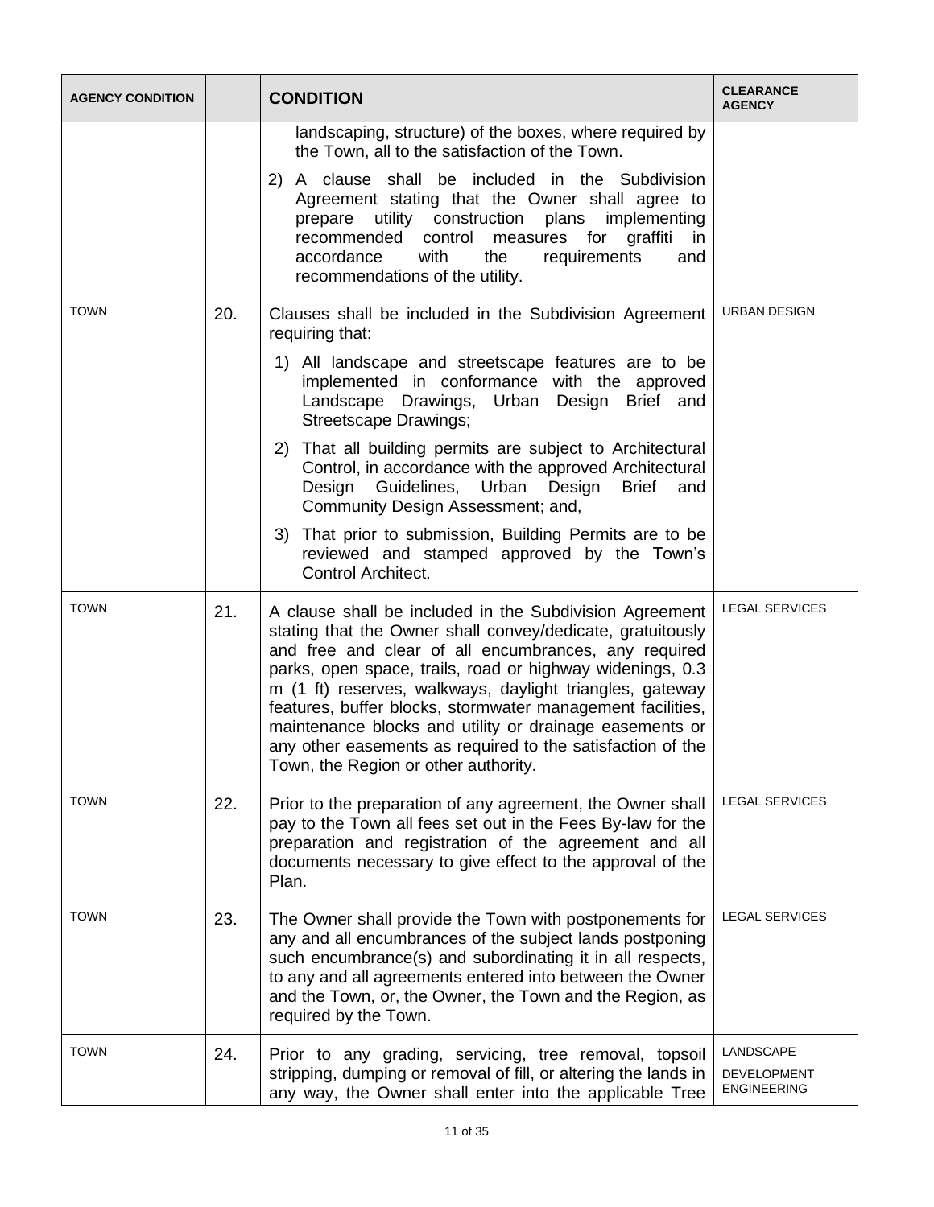| AGENCY CONDITION | | CONDITION | CLEARANCE AGENCY |
|---|---|---|---|
| | | landscaping, structure) of the boxes, where required by the Town, all to the satisfaction of the Town.<br><br>2) A clause shall be included in the Subdivision Agreement stating that the Owner shall agree to prepare utility construction plans implementing recommended control measures for graffiti in accordance with the requirements and recommendations of the utility. | |
| TOWN | 20. | Clauses shall be included in the Subdivision Agreement requiring that:<br><br>1) All landscape and streetscape features are to be implemented in conformance with the approved Landscape Drawings, Urban Design Brief and Streetscape Drawings;<br><br>2) That all building permits are subject to Architectural Control, in accordance with the approved Architectural Design Guidelines, Urban Design Brief and Community Design Assessment; and,<br><br>3) That prior to submission, Building Permits are to be reviewed and stamped approved by the Town's Control Architect. | URBAN DESIGN |
| TOWN | 21. | A clause shall be included in the Subdivision Agreement stating that the Owner shall convey/dedicate, gratuitously and free and clear of all encumbrances, any required parks, open space, trails, road or highway widenings, 0.3 m (1 ft) reserves, walkways, daylight triangles, gateway features, buffer blocks, stormwater management facilities, maintenance blocks and utility or drainage easements or any other easements as required to the satisfaction of the Town, the Region or other authority. | LEGAL SERVICES |
| TOWN | 22. | Prior to the preparation of any agreement, the Owner shall pay to the Town all fees set out in the Fees By-law for the preparation and registration of the agreement and all documents necessary to give effect to the approval of the Plan. | LEGAL SERVICES |
| TOWN | 23. | The Owner shall provide the Town with postponements for any and all encumbrances of the subject lands postponing such encumbrance(s) and subordinating it in all respects, to any and all agreements entered into between the Owner and the Town, or, the Owner, the Town and the Region, as required by the Town. | LEGAL SERVICES |
| TOWN | 24. | Prior to any grading, servicing, tree removal, topsoil stripping, dumping or removal of fill, or altering the lands in any way, the Owner shall enter into the applicable Tree | LANDSCAPE<br><br>DEVELOPMENT ENGINEERING |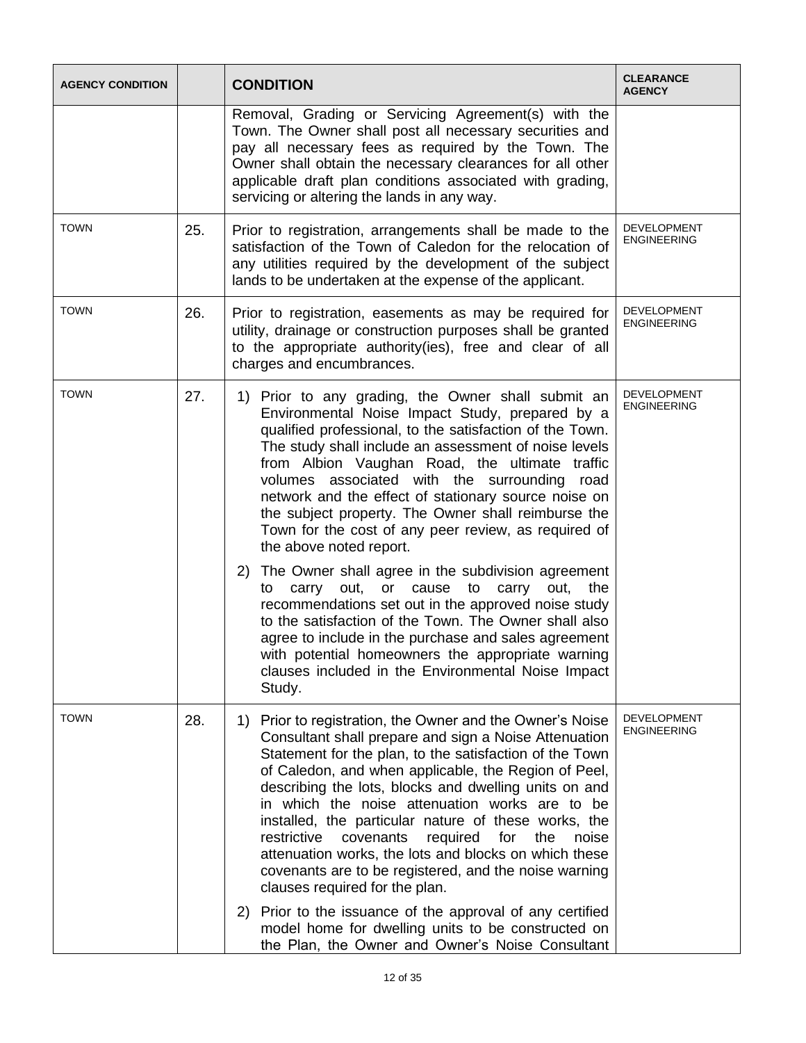| AGENCY CONDITION | | CONDITION | CLEARANCE AGENCY |
|---|---|---|---|
| | | Removal, Grading or Servicing Agreement(s) with the Town. The Owner shall post all necessary securities and pay all necessary fees as required by the Town. The Owner shall obtain the necessary clearances for all other applicable draft plan conditions associated with grading, servicing or altering the lands in any way. | |
| TOWN | 25. | Prior to registration, arrangements shall be made to the satisfaction of the Town of Caledon for the relocation of any utilities required by the development of the subject lands to be undertaken at the expense of the applicant. | DEVELOPMENT ENGINEERING |
| TOWN | 26. | Prior to registration, easements as may be required for utility, drainage or construction purposes shall be granted to the appropriate authority(ies), free and clear of all charges and encumbrances. | DEVELOPMENT ENGINEERING |
| TOWN | 27. | 1) Prior to any grading, the Owner shall submit an Environmental Noise Impact Study, prepared by a qualified professional, to the satisfaction of the Town. The study shall include an assessment of noise levels from Albion Vaughan Road, the ultimate traffic volumes associated with the surrounding road network and the effect of stationary source noise on the subject property. The Owner shall reimburse the Town for the cost of any peer review, as required of the above noted report.<br><br>2) The Owner shall agree in the subdivision agreement to carry out, or cause to carry out, the recommendations set out in the approved noise study to the satisfaction of the Town. The Owner shall also agree to include in the purchase and sales agreement with potential homeowners the appropriate warning clauses included in the Environmental Noise Impact Study. | DEVELOPMENT ENGINEERING |
| TOWN | 28. | 1) Prior to registration, the Owner and the Owner's Noise Consultant shall prepare and sign a Noise Attenuation Statement for the plan, to the satisfaction of the Town of Caledon, and when applicable, the Region of Peel, describing the lots, blocks and dwelling units on and in which the noise attenuation works are to be installed, the particular nature of these works, the restrictive covenants required for the noise attenuation works, the lots and blocks on which these covenants are to be registered, and the noise warning clauses required for the plan.<br><br>2) Prior to the issuance of the approval of any certified model home for dwelling units to be constructed on the Plan, the Owner and Owner's Noise Consultant | DEVELOPMENT ENGINEERING |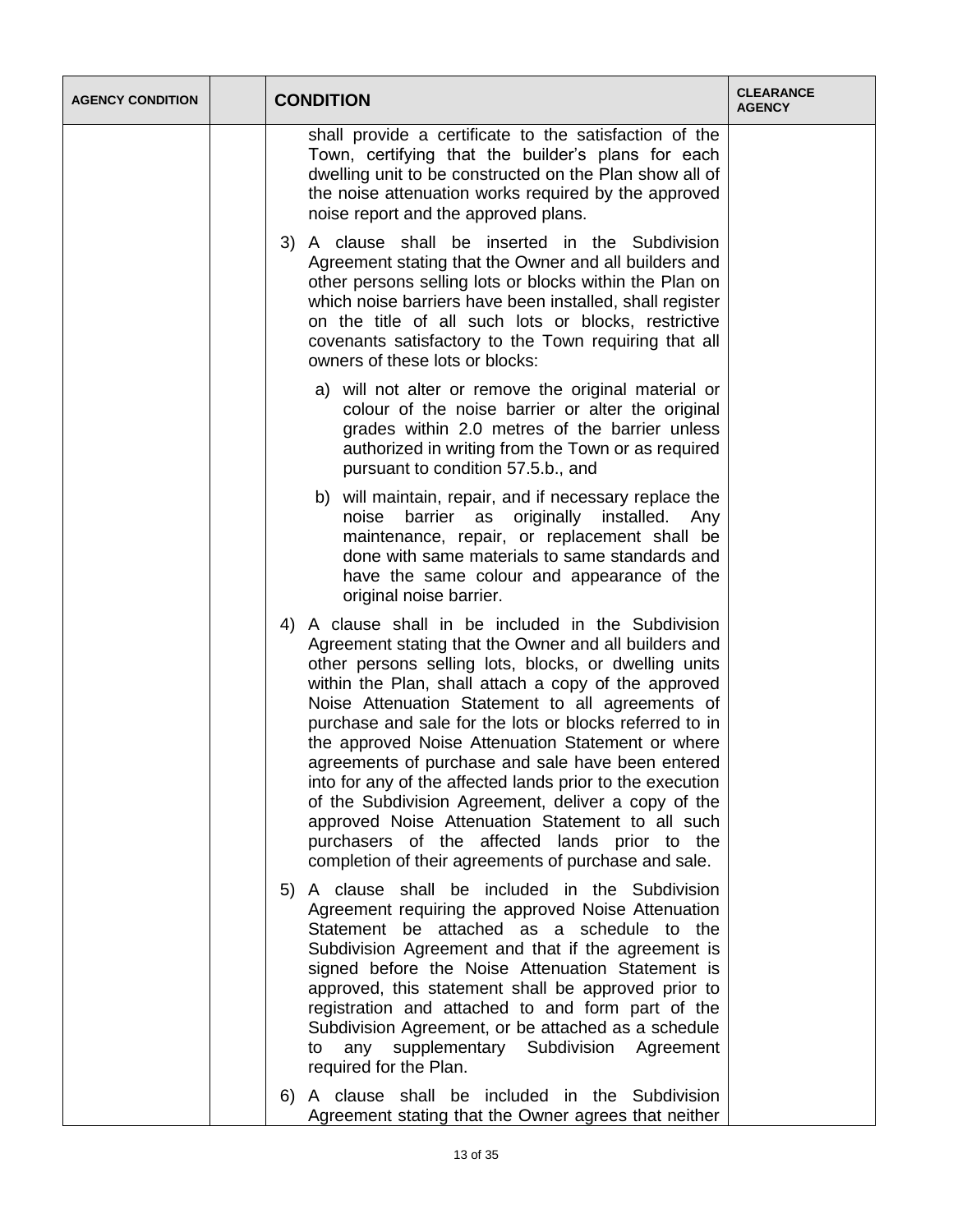| AGENCY CONDITION | | CONDITION | CLEARANCE AGENCY |
|---|---|---|---|
| | | shall provide a certificate to the satisfaction of the Town, certifying that the builder's plans for each dwelling unit to be constructed on the Plan show all of the noise attenuation works required by the approved noise report and the approved plans.<br><br>3) A clause shall be inserted in the Subdivision Agreement stating that the Owner and all builders and other persons selling lots or blocks within the Plan on which noise barriers have been installed, shall register on the title of all such lots or blocks, restrictive covenants satisfactory to the Town requiring that all owners of these lots or blocks:<br><br>a) will not alter or remove the original material or colour of the noise barrier or alter the original grades within 2.0 metres of the barrier unless authorized in writing from the Town or as required pursuant to condition 57.5.b., and<br><br>b) will maintain, repair, and if necessary replace the noise barrier as originally installed. Any maintenance, repair, or replacement shall be done with same materials to same standards and have the same colour and appearance of the original noise barrier.<br><br>4) A clause shall in be included in the Subdivision Agreement stating that the Owner and all builders and other persons selling lots, blocks, or dwelling units within the Plan, shall attach a copy of the approved Noise Attenuation Statement to all agreements of purchase and sale for the lots or blocks referred to in the approved Noise Attenuation Statement or where agreements of purchase and sale have been entered into for any of the affected lands prior to the execution of the Subdivision Agreement, deliver a copy of the approved Noise Attenuation Statement to all such purchasers of the affected lands prior to the completion of their agreements of purchase and sale.<br><br>5) A clause shall be included in the Subdivision Agreement requiring the approved Noise Attenuation Statement be attached as a schedule to the Subdivision Agreement and that if the agreement is signed before the Noise Attenuation Statement is approved, this statement shall be approved prior to registration and attached to and form part of the Subdivision Agreement, or be attached as a schedule to any supplementary Subdivision Agreement required for the Plan.<br><br>6) A clause shall be included in the Subdivision Agreement stating that the Owner agrees that neither | |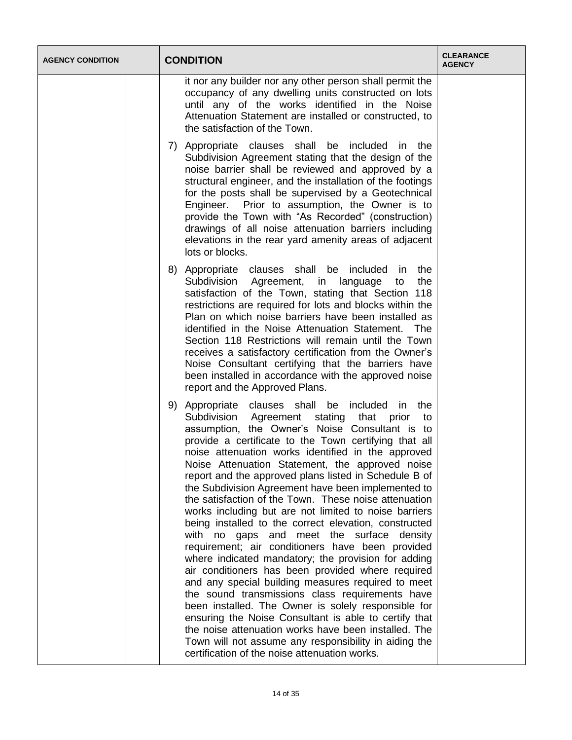| AGENCY CONDITION | | CONDITION | CLEARANCE AGENCY |
|---|---|---|---|
| | | it nor any builder nor any other person shall permit the occupancy of any dwelling units constructed on lots until any of the works identified in the Noise Attenuation Statement are installed or constructed, to the satisfaction of the Town.<br><br>7) Appropriate clauses shall be included in the Subdivision Agreement stating that the design of the noise barrier shall be reviewed and approved by a structural engineer, and the installation of the footings for the posts shall be supervised by a Geotechnical Engineer. Prior to assumption, the Owner is to provide the Town with "As Recorded" (construction) drawings of all noise attenuation barriers including elevations in the rear yard amenity areas of adjacent lots or blocks.<br><br>8) Appropriate clauses shall be included in the Subdivision Agreement, in language to the satisfaction of the Town, stating that Section 118 restrictions are required for lots and blocks within the Plan on which noise barriers have been installed as identified in the Noise Attenuation Statement. The Section 118 Restrictions will remain until the Town receives a satisfactory certification from the Owner's Noise Consultant certifying that the barriers have been installed in accordance with the approved noise report and the Approved Plans.<br><br>9) Appropriate clauses shall be included in the Subdivision Agreement stating that prior to assumption, the Owner's Noise Consultant is to provide a certificate to the Town certifying that all noise attenuation works identified in the approved Noise Attenuation Statement, the approved noise report and the approved plans listed in Schedule B of the Subdivision Agreement have been implemented to the satisfaction of the Town. These noise attenuation works including but are not limited to noise barriers being installed to the correct elevation, constructed with no gaps and meet the surface density requirement; air conditioners have been provided where indicated mandatory; the provision for adding air conditioners has been provided where required and any special building measures required to meet the sound transmissions class requirements have been installed. The Owner is solely responsible for ensuring the Noise Consultant is able to certify that the noise attenuation works have been installed. The Town will not assume any responsibility in aiding the certification of the noise attenuation works. | |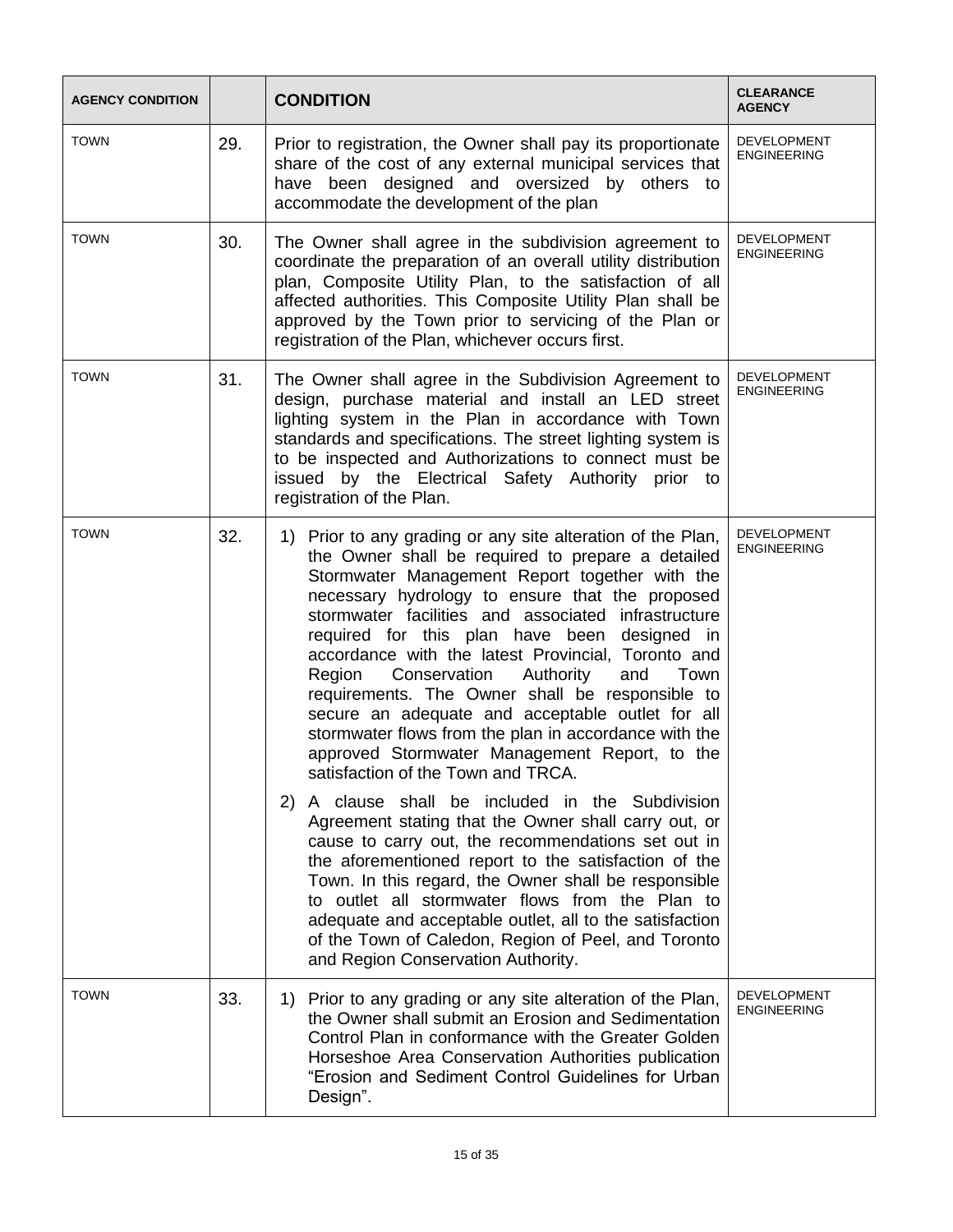| AGENCY CONDITION | | CONDITION | CLEARANCE AGENCY |
|---|---|---|---|
| TOWN | 29. | Prior to registration, the Owner shall pay its proportionate share of the cost of any external municipal services that have been designed and oversized by others to accommodate the development of the plan | DEVELOPMENT ENGINEERING |
| TOWN | 30. | The Owner shall agree in the subdivision agreement to coordinate the preparation of an overall utility distribution plan, Composite Utility Plan, to the satisfaction of all affected authorities. This Composite Utility Plan shall be approved by the Town prior to servicing of the Plan or registration of the Plan, whichever occurs first. | DEVELOPMENT ENGINEERING |
| TOWN | 31. | The Owner shall agree in the Subdivision Agreement to design, purchase material and install an LED street lighting system in the Plan in accordance with Town standards and specifications. The street lighting system is to be inspected and Authorizations to connect must be issued by the Electrical Safety Authority prior to registration of the Plan. | DEVELOPMENT ENGINEERING |
| TOWN | 32. | 1) Prior to any grading or any site alteration of the Plan, the Owner shall be required to prepare a detailed Stormwater Management Report together with the necessary hydrology to ensure that the proposed stormwater facilities and associated infrastructure required for this plan have been designed in accordance with the latest Provincial, Toronto and Region Conservation Authority and Town requirements. The Owner shall be responsible to secure an adequate and acceptable outlet for all stormwater flows from the plan in accordance with the approved Stormwater Management Report, to the satisfaction of the Town and TRCA.<br><br>2) A clause shall be included in the Subdivision Agreement stating that the Owner shall carry out, or cause to carry out, the recommendations set out in the aforementioned report to the satisfaction of the Town. In this regard, the Owner shall be responsible to outlet all stormwater flows from the Plan to adequate and acceptable outlet, all to the satisfaction of the Town of Caledon, Region of Peel, and Toronto and Region Conservation Authority. | DEVELOPMENT ENGINEERING |
| TOWN | 33. | 1) Prior to any grading or any site alteration of the Plan, the Owner shall submit an Erosion and Sedimentation Control Plan in conformance with the Greater Golden Horseshoe Area Conservation Authorities publication "Erosion and Sediment Control Guidelines for Urban Design". | DEVELOPMENT ENGINEERING |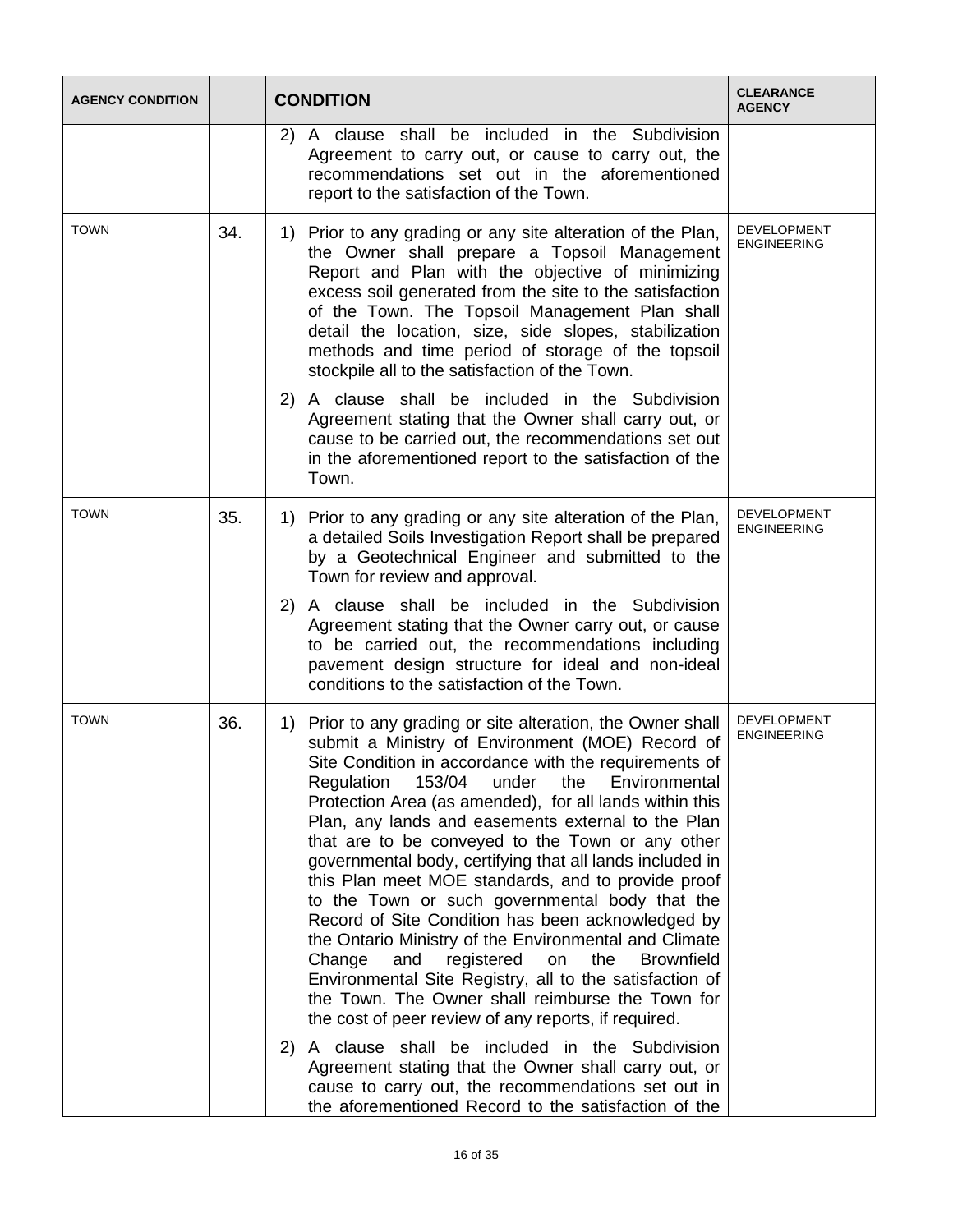| AGENCY CONDITION | | CONDITION | CLEARANCE AGENCY |
|---|---|---|---|
| | | 2) A clause shall be included in the Subdivision Agreement to carry out, or cause to carry out, the recommendations set out in the aforementioned report to the satisfaction of the Town. | |
| TOWN | 34. | 1) Prior to any grading or any site alteration of the Plan, the Owner shall prepare a Topsoil Management Report and Plan with the objective of minimizing excess soil generated from the site to the satisfaction of the Town. The Topsoil Management Plan shall detail the location, size, side slopes, stabilization methods and time period of storage of the topsoil stockpile all to the satisfaction of the Town.<br><br>2) A clause shall be included in the Subdivision Agreement stating that the Owner shall carry out, or cause to be carried out, the recommendations set out in the aforementioned report to the satisfaction of the Town. | DEVELOPMENT ENGINEERING |
| TOWN | 35. | 1) Prior to any grading or any site alteration of the Plan, a detailed Soils Investigation Report shall be prepared by a Geotechnical Engineer and submitted to the Town for review and approval.<br><br>2) A clause shall be included in the Subdivision Agreement stating that the Owner carry out, or cause to be carried out, the recommendations including pavement design structure for ideal and non-ideal conditions to the satisfaction of the Town. | DEVELOPMENT ENGINEERING |
| TOWN | 36. | 1) Prior to any grading or site alteration, the Owner shall submit a Ministry of Environment (MOE) Record of Site Condition in accordance with the requirements of Regulation 153/04 under the Environmental Protection Area (as amended), for all lands within this Plan, any lands and easements external to the Plan that are to be conveyed to the Town or any other governmental body, certifying that all lands included in this Plan meet MOE standards, and to provide proof to the Town or such governmental body that the Record of Site Condition has been acknowledged by the Ontario Ministry of the Environmental and Climate Change and registered on the Brownfield Environmental Site Registry, all to the satisfaction of the Town. The Owner shall reimburse the Town for the cost of peer review of any reports, if required.<br><br>2) A clause shall be included in the Subdivision Agreement stating that the Owner shall carry out, or cause to carry out, the recommendations set out in the aforementioned Record to the satisfaction of the | DEVELOPMENT ENGINEERING |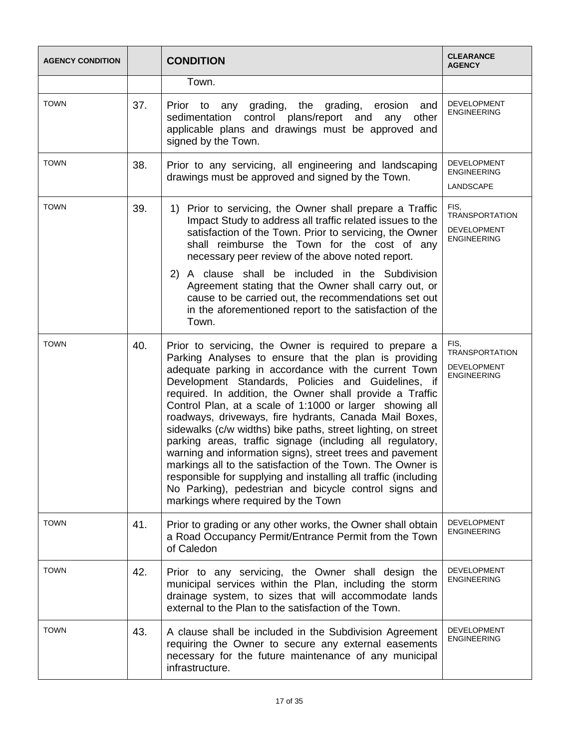| AGENCY CONDITION | | CONDITION | CLEARANCE AGENCY |
|---|---|---|---|
| | | Town. | |
| TOWN | 37. | Prior to any grading, the grading, erosion and sedimentation control plans/report and any other applicable plans and drawings must be approved and signed by the Town. | DEVELOPMENT ENGINEERING |
| TOWN | 38. | Prior to any servicing, all engineering and landscaping drawings must be approved and signed by the Town. | DEVELOPMENT ENGINEERING<br>LANDSCAPE |
| TOWN | 39. | 1) Prior to servicing, the Owner shall prepare a Traffic Impact Study to address all traffic related issues to the satisfaction of the Town. Prior to servicing, the Owner shall reimburse the Town for the cost of any necessary peer review of the above noted report.<br>2) A clause shall be included in the Subdivision Agreement stating that the Owner shall carry out, or cause to be carried out, the recommendations set out in the aforementioned report to the satisfaction of the Town. | FIS, TRANSPORTATION<br>DEVELOPMENT ENGINEERING |
| TOWN | 40. | Prior to servicing, the Owner is required to prepare a Parking Analyses to ensure that the plan is providing adequate parking in accordance with the current Town Development Standards, Policies and Guidelines, if required. In addition, the Owner shall provide a Traffic Control Plan, at a scale of 1:1000 or larger showing all roadways, driveways, fire hydrants, Canada Mail Boxes, sidewalks (c/w widths) bike paths, street lighting, on street parking areas, traffic signage (including all regulatory, warning and information signs), street trees and pavement markings all to the satisfaction of the Town. The Owner is responsible for supplying and installing all traffic (including No Parking), pedestrian and bicycle control signs and markings where required by the Town | FIS, TRANSPORTATION<br>DEVELOPMENT ENGINEERING |
| TOWN | 41. | Prior to grading or any other works, the Owner shall obtain a Road Occupancy Permit/Entrance Permit from the Town of Caledon | DEVELOPMENT ENGINEERING |
| TOWN | 42. | Prior to any servicing, the Owner shall design the municipal services within the Plan, including the storm drainage system, to sizes that will accommodate lands external to the Plan to the satisfaction of the Town. | DEVELOPMENT ENGINEERING |
| TOWN | 43. | A clause shall be included in the Subdivision Agreement requiring the Owner to secure any external easements necessary for the future maintenance of any municipal infrastructure. | DEVELOPMENT ENGINEERING |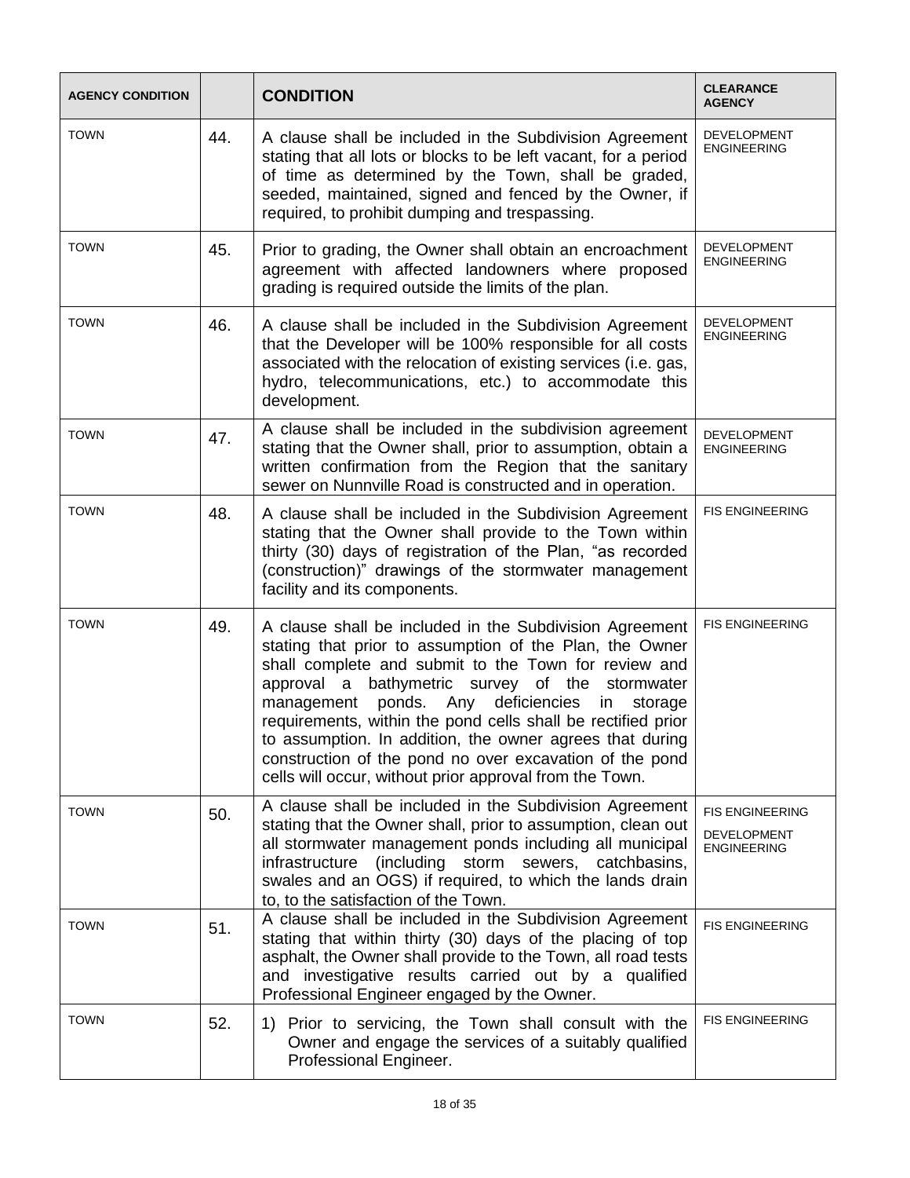| AGENCY CONDITION | | CONDITION | CLEARANCE AGENCY |
|---|---|---|---|
| TOWN | 44. | A clause shall be included in the Subdivision Agreement stating that all lots or blocks to be left vacant, for a period of time as determined by the Town, shall be graded, seeded, maintained, signed and fenced by the Owner, if required, to prohibit dumping and trespassing. | DEVELOPMENT ENGINEERING |
| TOWN | 45. | Prior to grading, the Owner shall obtain an encroachment agreement with affected landowners where proposed grading is required outside the limits of the plan. | DEVELOPMENT ENGINEERING |
| TOWN | 46. | A clause shall be included in the Subdivision Agreement that the Developer will be 100% responsible for all costs associated with the relocation of existing services (i.e. gas, hydro, telecommunications, etc.) to accommodate this development. | DEVELOPMENT ENGINEERING |
| TOWN | 47. | A clause shall be included in the subdivision agreement stating that the Owner shall, prior to assumption, obtain a written confirmation from the Region that the sanitary sewer on Nunnville Road is constructed and in operation. | DEVELOPMENT ENGINEERING |
| TOWN | 48. | A clause shall be included in the Subdivision Agreement stating that the Owner shall provide to the Town within thirty (30) days of registration of the Plan, "as recorded (construction)" drawings of the stormwater management facility and its components. | FIS ENGINEERING |
| TOWN | 49. | A clause shall be included in the Subdivision Agreement stating that prior to assumption of the Plan, the Owner shall complete and submit to the Town for review and approval a bathymetric survey of the stormwater management ponds. Any deficiencies in storage requirements, within the pond cells shall be rectified prior to assumption. In addition, the owner agrees that during construction of the pond no over excavation of the pond cells will occur, without prior approval from the Town. | FIS ENGINEERING |
| TOWN | 50. | A clause shall be included in the Subdivision Agreement stating that the Owner shall, prior to assumption, clean out all stormwater management ponds including all municipal infrastructure (including storm sewers, catchbasins, swales and an OGS) if required, to which the lands drain to, to the satisfaction of the Town. | FIS ENGINEERING<br>DEVELOPMENT ENGINEERING |
| TOWN | 51. | A clause shall be included in the Subdivision Agreement stating that within thirty (30) days of the placing of top asphalt, the Owner shall provide to the Town, all road tests and investigative results carried out by a qualified Professional Engineer engaged by the Owner. | FIS ENGINEERING |
| TOWN | 52. | 1) Prior to servicing, the Town shall consult with the Owner and engage the services of a suitably qualified Professional Engineer. | FIS ENGINEERING |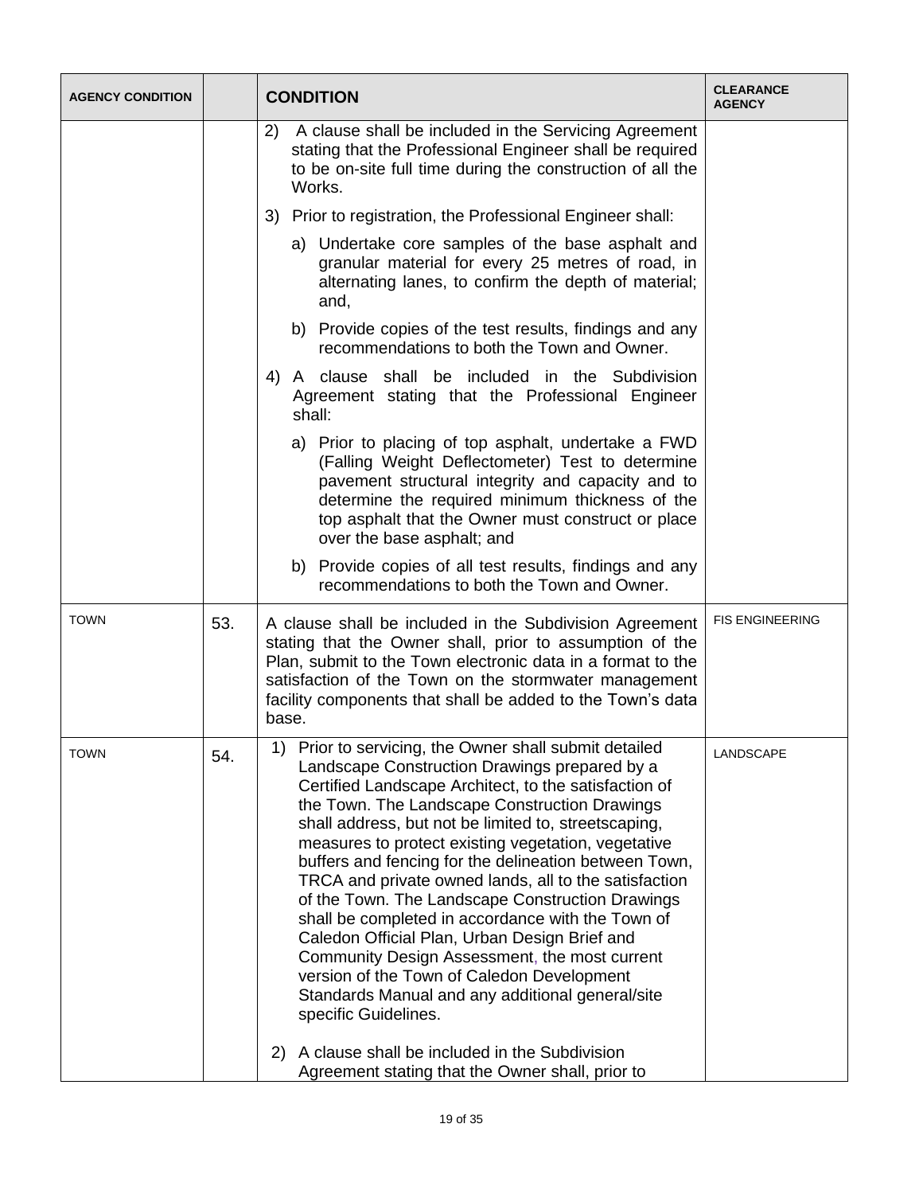| AGENCY CONDITION | | CONDITION | CLEARANCE AGENCY |
|---|---|---|---|
| | | 2) A clause shall be included in the Servicing Agreement stating that the Professional Engineer shall be required to be on-site full time during the construction of all the Works.<br><br>3) Prior to registration, the Professional Engineer shall:<br><br>a) Undertake core samples of the base asphalt and granular material for every 25 metres of road, in alternating lanes, to confirm the depth of material; and,<br><br>b) Provide copies of the test results, findings and any recommendations to both the Town and Owner.<br><br>4) A clause shall be included in the Subdivision Agreement stating that the Professional Engineer shall:<br><br>a) Prior to placing of top asphalt, undertake a FWD (Falling Weight Deflectometer) Test to determine pavement structural integrity and capacity and to determine the required minimum thickness of the top asphalt that the Owner must construct or place over the base asphalt; and<br><br>b) Provide copies of all test results, findings and any recommendations to both the Town and Owner. | |
| TOWN | 53. | A clause shall be included in the Subdivision Agreement stating that the Owner shall, prior to assumption of the Plan, submit to the Town electronic data in a format to the satisfaction of the Town on the stormwater management facility components that shall be added to the Town's data base. | FIS ENGINEERING |
| TOWN | 54. | 1) Prior to servicing, the Owner shall submit detailed Landscape Construction Drawings prepared by a Certified Landscape Architect, to the satisfaction of the Town. The Landscape Construction Drawings shall address, but not be limited to, streetscaping, measures to protect existing vegetation, vegetative buffers and fencing for the delineation between Town, TRCA and private owned lands, all to the satisfaction of the Town. The Landscape Construction Drawings shall be completed in accordance with the Town of Caledon Official Plan, Urban Design Brief and Community Design Assessment, the most current version of the Town of Caledon Development Standards Manual and any additional general/site specific Guidelines.<br><br>2) A clause shall be included in the Subdivision Agreement stating that the Owner shall, prior to | LANDSCAPE |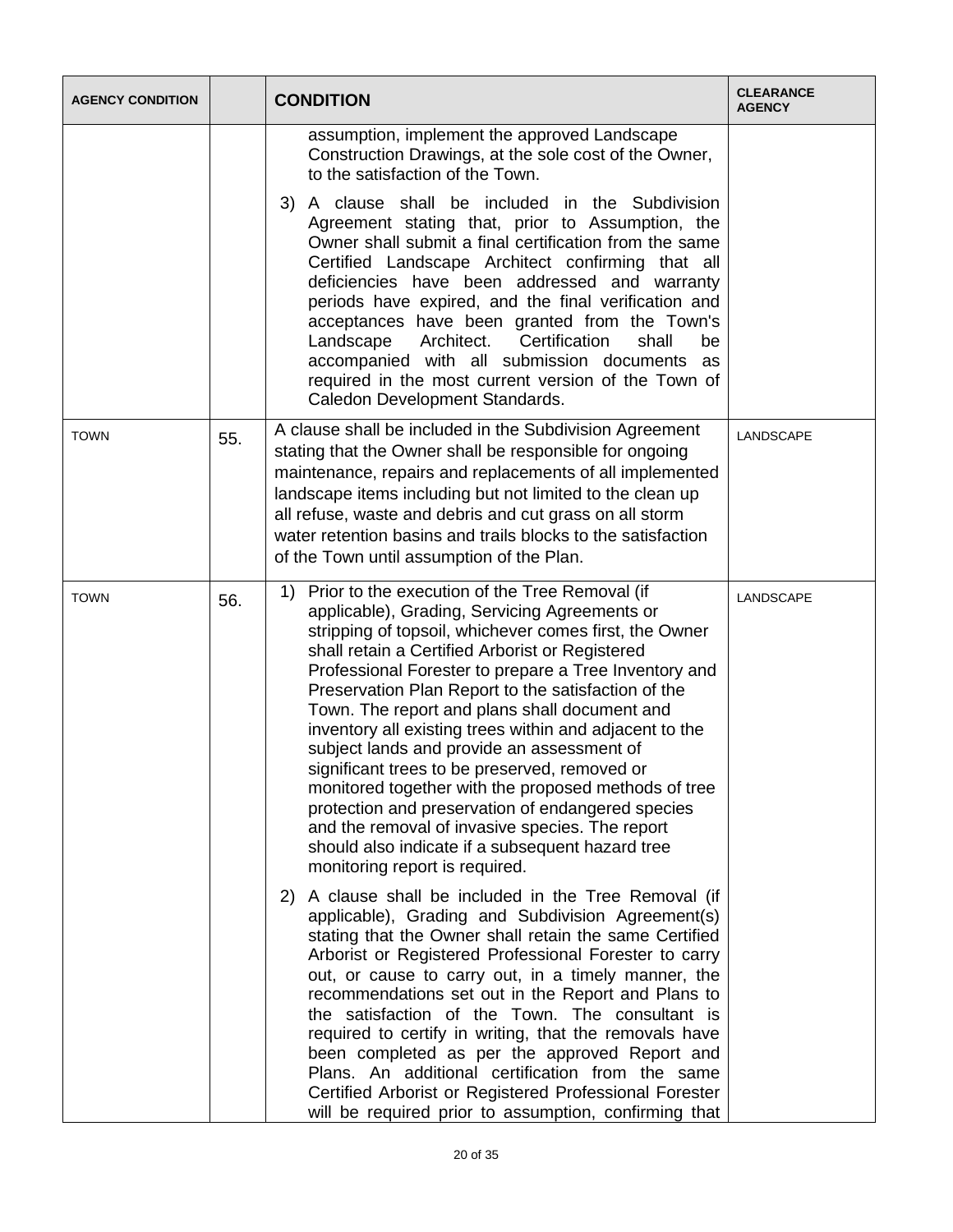| AGENCY CONDITION | | CONDITION | CLEARANCE AGENCY |
|---|---|---|---|
| | | assumption, implement the approved Landscape Construction Drawings, at the sole cost of the Owner, to the satisfaction of the Town.<br><br>3) A clause shall be included in the Subdivision Agreement stating that, prior to Assumption, the Owner shall submit a final certification from the same Certified Landscape Architect confirming that all deficiencies have been addressed and warranty periods have expired, and the final verification and acceptances have been granted from the Town's Landscape Architect. Certification shall be accompanied with all submission documents as required in the most current version of the Town of Caledon Development Standards. | |
| TOWN | 55. | A clause shall be included in the Subdivision Agreement stating that the Owner shall be responsible for ongoing maintenance, repairs and replacements of all implemented landscape items including but not limited to the clean up all refuse, waste and debris and cut grass on all storm water retention basins and trails blocks to the satisfaction of the Town until assumption of the Plan. | LANDSCAPE |
| TOWN | 56. | 1) Prior to the execution of the Tree Removal (if applicable), Grading, Servicing Agreements or stripping of topsoil, whichever comes first, the Owner shall retain a Certified Arborist or Registered Professional Forester to prepare a Tree Inventory and Preservation Plan Report to the satisfaction of the Town. The report and plans shall document and inventory all existing trees within and adjacent to the subject lands and provide an assessment of significant trees to be preserved, removed or monitored together with the proposed methods of tree protection and preservation of endangered species and the removal of invasive species. The report should also indicate if a subsequent hazard tree monitoring report is required.<br><br>2) A clause shall be included in the Tree Removal (if applicable), Grading and Subdivision Agreement(s) stating that the Owner shall retain the same Certified Arborist or Registered Professional Forester to carry out, or cause to carry out, in a timely manner, the recommendations set out in the Report and Plans to the satisfaction of the Town. The consultant is required to certify in writing, that the removals have been completed as per the approved Report and Plans. An additional certification from the same Certified Arborist or Registered Professional Forester will be required prior to assumption, confirming that | LANDSCAPE |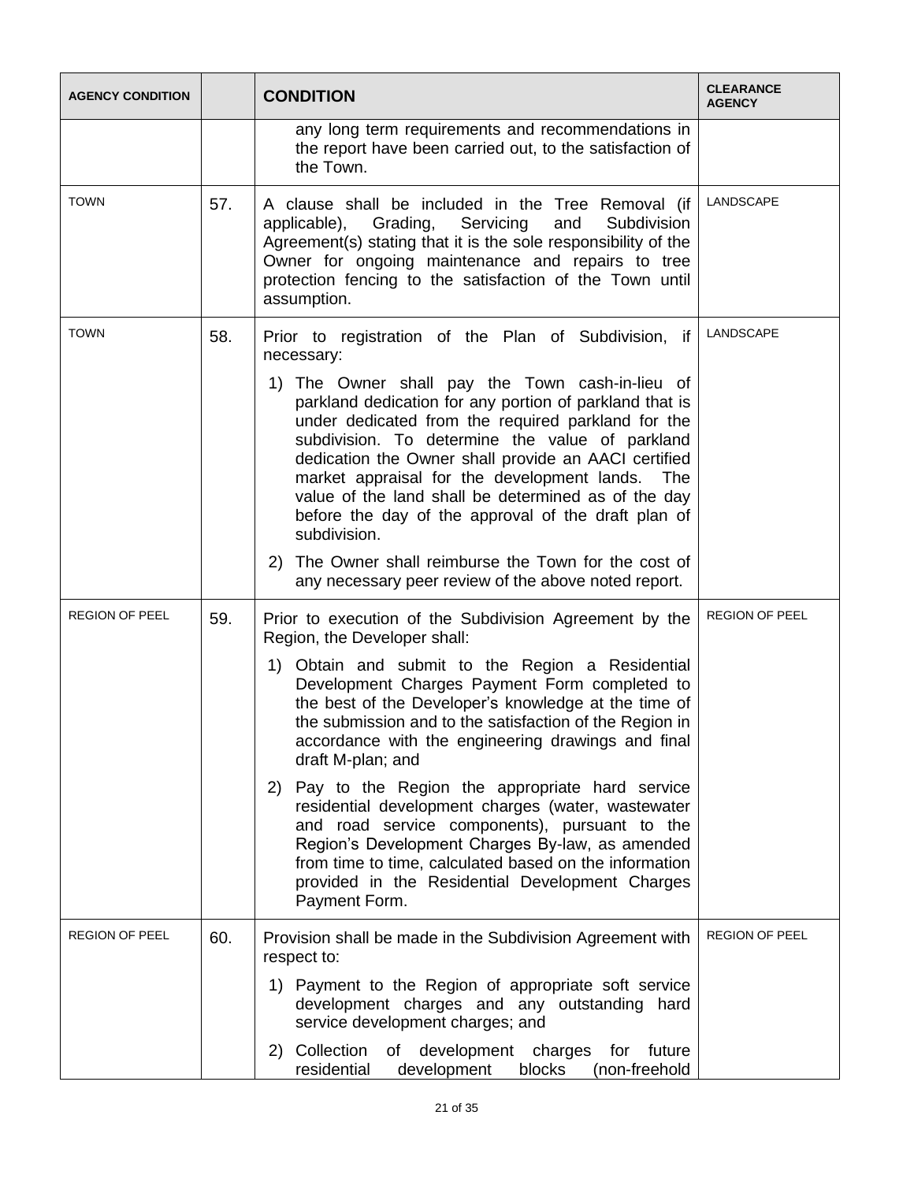| AGENCY CONDITION | | CONDITION | CLEARANCE AGENCY |
|---|---|---|---|
| | | any long term requirements and recommendations in the report have been carried out, to the satisfaction of the Town. | |
| TOWN | 57. | A clause shall be included in the Tree Removal (if applicable), Grading, Servicing and Subdivision Agreement(s) stating that it is the sole responsibility of the Owner for ongoing maintenance and repairs to tree protection fencing to the satisfaction of the Town until assumption. | LANDSCAPE |
| TOWN | 58. | Prior to registration of the Plan of Subdivision, if necessary:<br><br>1) The Owner shall pay the Town cash-in-lieu of parkland dedication for any portion of parkland that is under dedicated from the required parkland for the subdivision. To determine the value of parkland dedication the Owner shall provide an AACI certified market appraisal for the development lands. The value of the land shall be determined as of the day before the day of the approval of the draft plan of subdivision.<br><br>2) The Owner shall reimburse the Town for the cost of any necessary peer review of the above noted report. | LANDSCAPE |
| REGION OF PEEL | 59. | Prior to execution of the Subdivision Agreement by the Region, the Developer shall:<br><br>1) Obtain and submit to the Region a Residential Development Charges Payment Form completed to the best of the Developer's knowledge at the time of the submission and to the satisfaction of the Region in accordance with the engineering drawings and final draft M-plan; and<br><br>2) Pay to the Region the appropriate hard service residential development charges (water, wastewater and road service components), pursuant to the Region's Development Charges By-law, as amended from time to time, calculated based on the information provided in the Residential Development Charges Payment Form. | REGION OF PEEL |
| REGION OF PEEL | 60. | Provision shall be made in the Subdivision Agreement with respect to:<br><br>1) Payment to the Region of appropriate soft service development charges and any outstanding hard service development charges; and<br><br>2) Collection of development charges for future residential development blocks (non-freehold | REGION OF PEEL |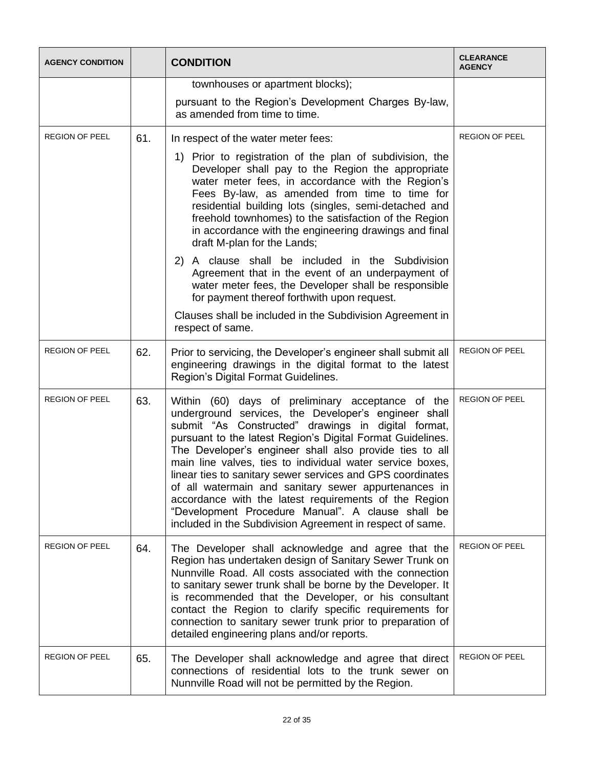| AGENCY CONDITION | | CONDITION | CLEARANCE AGENCY |
|---|---|---|---|
| | | townhouses or apartment blocks);<br>pursuant to the Region's Development Charges By-law, as amended from time to time. | |
| REGION OF PEEL | 61. | In respect of the water meter fees:<br>1) Prior to registration of the plan of subdivision, the Developer shall pay to the Region the appropriate water meter fees, in accordance with the Region's Fees By-law, as amended from time to time for residential building lots (singles, semi-detached and freehold townhomes) to the satisfaction of the Region in accordance with the engineering drawings and final draft M-plan for the Lands;<br>2) A clause shall be included in the Subdivision Agreement that in the event of an underpayment of water meter fees, the Developer shall be responsible for payment thereof forthwith upon request.<br>Clauses shall be included in the Subdivision Agreement in respect of same. | REGION OF PEEL |
| REGION OF PEEL | 62. | Prior to servicing, the Developer's engineer shall submit all engineering drawings in the digital format to the latest Region's Digital Format Guidelines. | REGION OF PEEL |
| REGION OF PEEL | 63. | Within (60) days of preliminary acceptance of the underground services, the Developer's engineer shall submit "As Constructed" drawings in digital format, pursuant to the latest Region's Digital Format Guidelines. The Developer's engineer shall also provide ties to all main line valves, ties to individual water service boxes, linear ties to sanitary sewer services and GPS coordinates of all watermain and sanitary sewer appurtenances in accordance with the latest requirements of the Region "Development Procedure Manual". A clause shall be included in the Subdivision Agreement in respect of same. | REGION OF PEEL |
| REGION OF PEEL | 64. | The Developer shall acknowledge and agree that the Region has undertaken design of Sanitary Sewer Trunk on Nunnville Road. All costs associated with the connection to sanitary sewer trunk shall be borne by the Developer. It is recommended that the Developer, or his consultant contact the Region to clarify specific requirements for connection to sanitary sewer trunk prior to preparation of detailed engineering plans and/or reports. | REGION OF PEEL |
| REGION OF PEEL | 65. | The Developer shall acknowledge and agree that direct connections of residential lots to the trunk sewer on Nunnville Road will not be permitted by the Region. | REGION OF PEEL |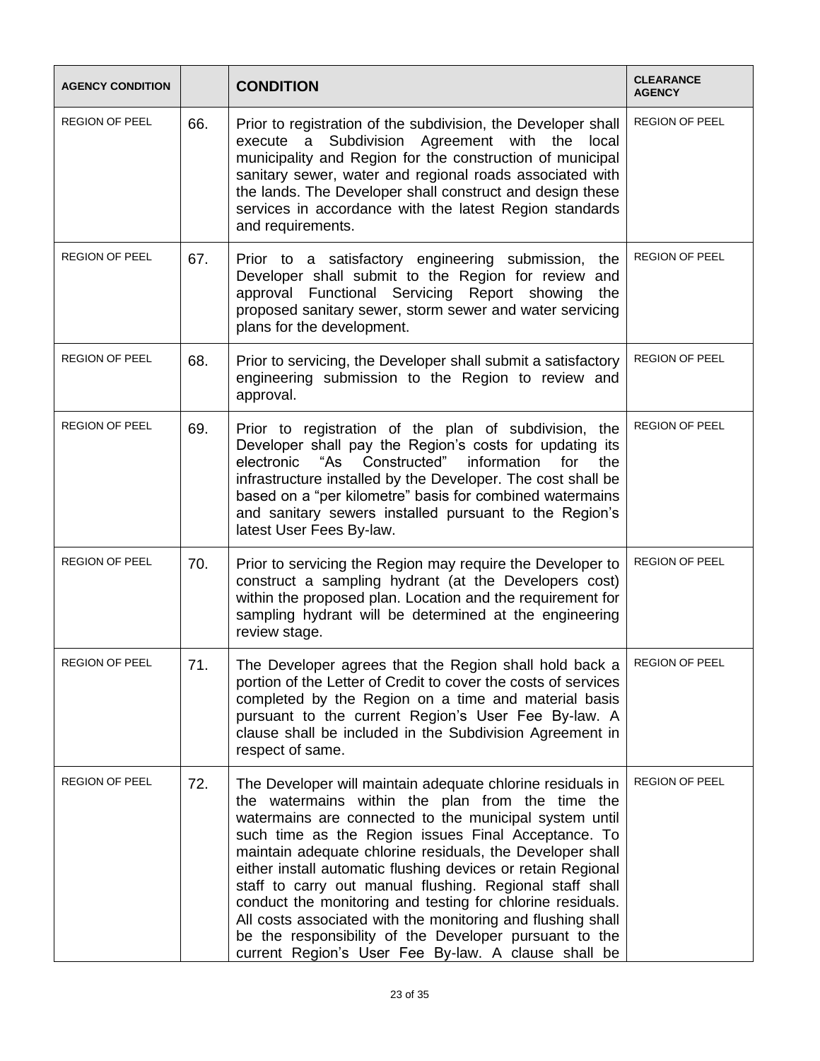| AGENCY CONDITION | | CONDITION | CLEARANCE AGENCY |
|---|---|---|---|
| REGION OF PEEL | 66. | Prior to registration of the subdivision, the Developer shall execute a Subdivision Agreement with the local municipality and Region for the construction of municipal sanitary sewer, water and regional roads associated with the lands. The Developer shall construct and design these services in accordance with the latest Region standards and requirements. | REGION OF PEEL |
| REGION OF PEEL | 67. | Prior to a satisfactory engineering submission, the Developer shall submit to the Region for review and approval Functional Servicing Report showing the proposed sanitary sewer, storm sewer and water servicing plans for the development. | REGION OF PEEL |
| REGION OF PEEL | 68. | Prior to servicing, the Developer shall submit a satisfactory engineering submission to the Region to review and approval. | REGION OF PEEL |
| REGION OF PEEL | 69. | Prior to registration of the plan of subdivision, the Developer shall pay the Region's costs for updating its electronic "As Constructed" information for the infrastructure installed by the Developer. The cost shall be based on a "per kilometre" basis for combined watermains and sanitary sewers installed pursuant to the Region's latest User Fees By-law. | REGION OF PEEL |
| REGION OF PEEL | 70. | Prior to servicing the Region may require the Developer to construct a sampling hydrant (at the Developers cost) within the proposed plan. Location and the requirement for sampling hydrant will be determined at the engineering review stage. | REGION OF PEEL |
| REGION OF PEEL | 71. | The Developer agrees that the Region shall hold back a portion of the Letter of Credit to cover the costs of services completed by the Region on a time and material basis pursuant to the current Region's User Fee By-law. A clause shall be included in the Subdivision Agreement in respect of same. | REGION OF PEEL |
| REGION OF PEEL | 72. | The Developer will maintain adequate chlorine residuals in the watermains within the plan from the time the watermains are connected to the municipal system until such time as the Region issues Final Acceptance. To maintain adequate chlorine residuals, the Developer shall either install automatic flushing devices or retain Regional staff to carry out manual flushing. Regional staff shall conduct the monitoring and testing for chlorine residuals. All costs associated with the monitoring and flushing shall be the responsibility of the Developer pursuant to the current Region's User Fee By-law. A clause shall be | REGION OF PEEL |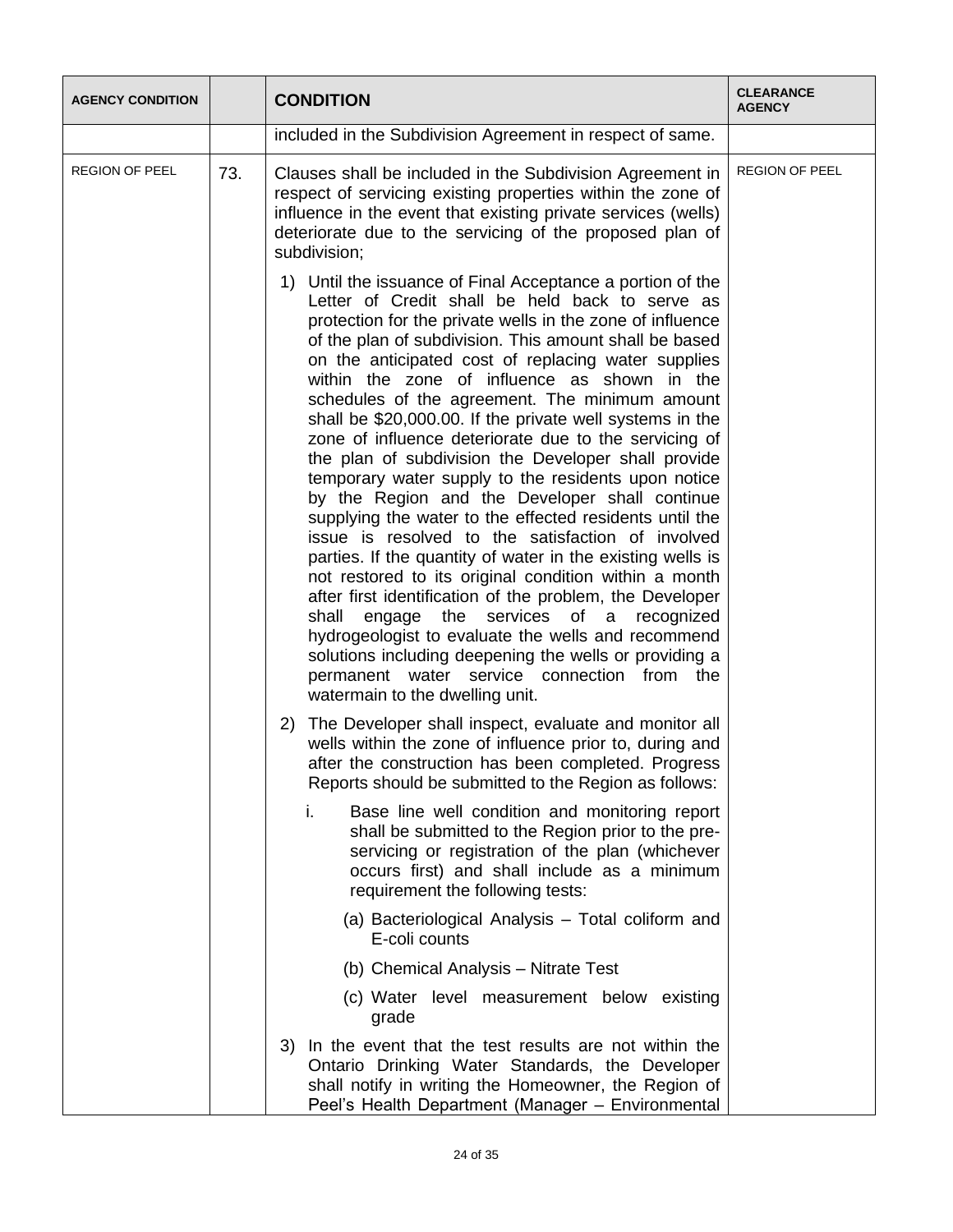| AGENCY CONDITION | | CONDITION | CLEARANCE AGENCY |
|---|---|---|---|
| | | included in the Subdivision Agreement in respect of same. | |
| REGION OF PEEL | 73. | Clauses shall be included in the Subdivision Agreement in respect of servicing existing properties within the zone of influence in the event that existing private services (wells) deteriorate due to the servicing of the proposed plan of subdivision;<br><br>1) Until the issuance of Final Acceptance a portion of the Letter of Credit shall be held back to serve as protection for the private wells in the zone of influence of the plan of subdivision. This amount shall be based on the anticipated cost of replacing water supplies within the zone of influence as shown in the schedules of the agreement. The minimum amount shall be $20,000.00. If the private well systems in the zone of influence deteriorate due to the servicing of the plan of subdivision the Developer shall provide temporary water supply to the residents upon notice by the Region and the Developer shall continue supplying the water to the effected residents until the issue is resolved to the satisfaction of involved parties. If the quantity of water in the existing wells is not restored to its original condition within a month after first identification of the problem, the Developer shall engage the services of a recognized hydrogeologist to evaluate the wells and recommend solutions including deepening the wells or providing a permanent water service connection from the watermain to the dwelling unit.<br><br>2) The Developer shall inspect, evaluate and monitor all wells within the zone of influence prior to, during and after the construction has been completed. Progress Reports should be submitted to the Region as follows:<br><br>i. Base line well condition and monitoring report shall be submitted to the Region prior to the pre-servicing or registration of the plan (whichever occurs first) and shall include as a minimum requirement the following tests:<br><br>(a) Bacteriological Analysis – Total coliform and E-coli counts<br><br>(b) Chemical Analysis – Nitrate Test<br><br>(c) Water level measurement below existing grade<br><br>3) In the event that the test results are not within the Ontario Drinking Water Standards, the Developer shall notify in writing the Homeowner, the Region of Peel's Health Department (Manager – Environmental | REGION OF PEEL |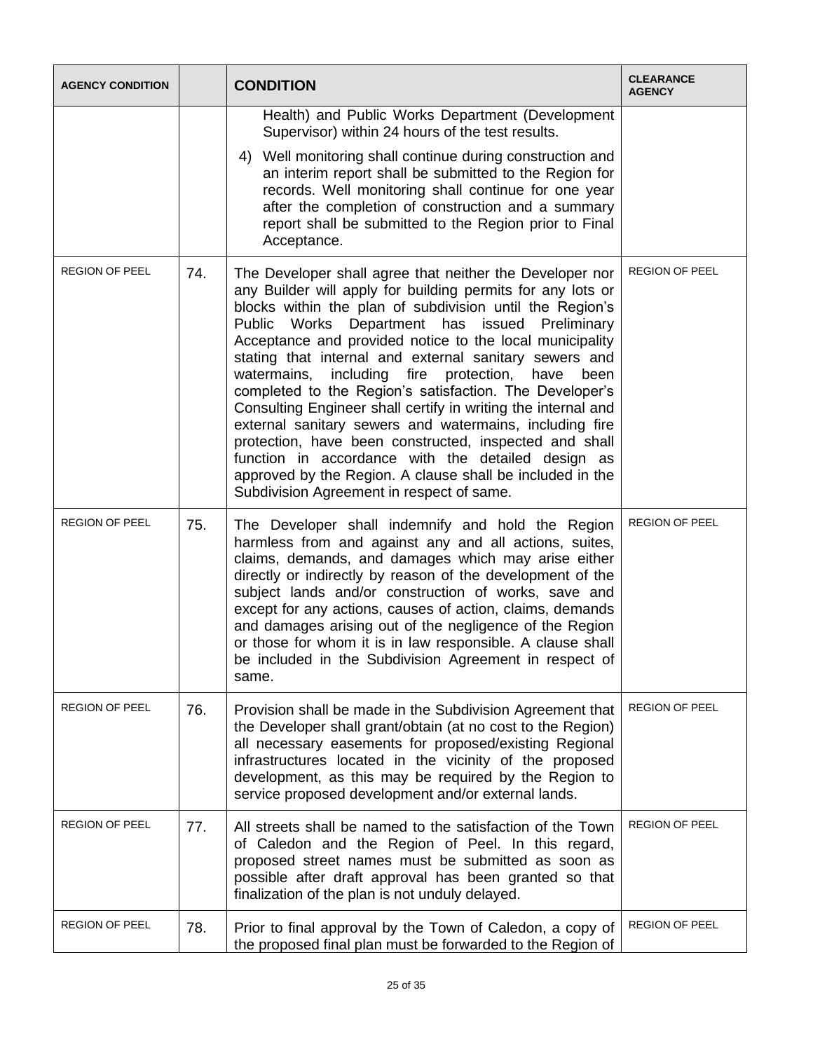| AGENCY CONDITION | | CONDITION | CLEARANCE AGENCY |
|---|---|---|---|
| | | Health) and Public Works Department (Development Supervisor) within 24 hours of the test results.<br><br>4) Well monitoring shall continue during construction and an interim report shall be submitted to the Region for records. Well monitoring shall continue for one year after the completion of construction and a summary report shall be submitted to the Region prior to Final Acceptance. | |
| REGION OF PEEL | 74. | The Developer shall agree that neither the Developer nor any Builder will apply for building permits for any lots or blocks within the plan of subdivision until the Region's Public Works Department has issued Preliminary Acceptance and provided notice to the local municipality stating that internal and external sanitary sewers and watermains, including fire protection, have been completed to the Region's satisfaction. The Developer's Consulting Engineer shall certify in writing the internal and external sanitary sewers and watermains, including fire protection, have been constructed, inspected and shall function in accordance with the detailed design as approved by the Region. A clause shall be included in the Subdivision Agreement in respect of same. | REGION OF PEEL |
| REGION OF PEEL | 75. | The Developer shall indemnify and hold the Region harmless from and against any and all actions, suites, claims, demands, and damages which may arise either directly or indirectly by reason of the development of the subject lands and/or construction of works, save and except for any actions, causes of action, claims, demands and damages arising out of the negligence of the Region or those for whom it is in law responsible. A clause shall be included in the Subdivision Agreement in respect of same. | REGION OF PEEL |
| REGION OF PEEL | 76. | Provision shall be made in the Subdivision Agreement that the Developer shall grant/obtain (at no cost to the Region) all necessary easements for proposed/existing Regional infrastructures located in the vicinity of the proposed development, as this may be required by the Region to service proposed development and/or external lands. | REGION OF PEEL |
| REGION OF PEEL | 77. | All streets shall be named to the satisfaction of the Town of Caledon and the Region of Peel. In this regard, proposed street names must be submitted as soon as possible after draft approval has been granted so that finalization of the plan is not unduly delayed. | REGION OF PEEL |
| REGION OF PEEL | 78. | Prior to final approval by the Town of Caledon, a copy of the proposed final plan must be forwarded to the Region of | REGION OF PEEL |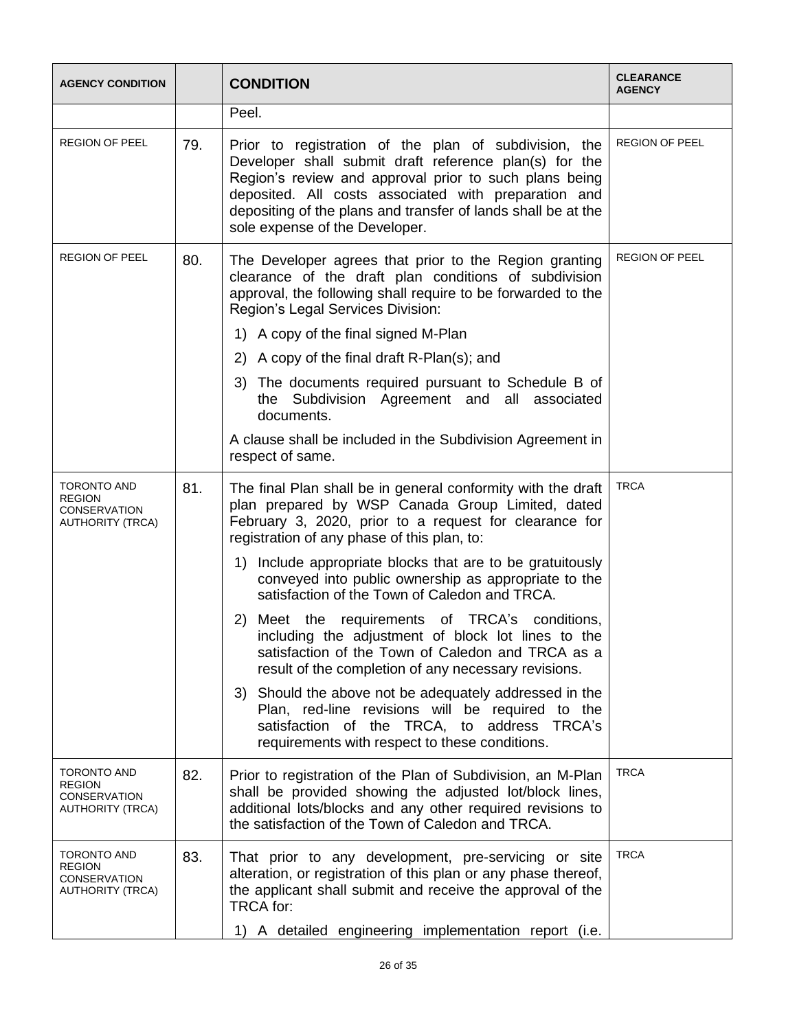| AGENCY CONDITION | | CONDITION | CLEARANCE AGENCY |
|---|---|---|---|
| | | Peel. | |
| REGION OF PEEL | 79. | Prior to registration of the plan of subdivision, the Developer shall submit draft reference plan(s) for the Region's review and approval prior to such plans being deposited. All costs associated with preparation and depositing of the plans and transfer of lands shall be at the sole expense of the Developer. | REGION OF PEEL |
| REGION OF PEEL | 80. | The Developer agrees that prior to the Region granting clearance of the draft plan conditions of subdivision approval, the following shall require to be forwarded to the Region's Legal Services Division:<br><br>1) A copy of the final signed M-Plan<br><br>2) A copy of the final draft R-Plan(s); and<br><br>3) The documents required pursuant to Schedule B of the Subdivision Agreement and all associated documents.<br><br>A clause shall be included in the Subdivision Agreement in respect of same. | REGION OF PEEL |
| TORONTO AND REGION CONSERVATION AUTHORITY (TRCA) | 81. | The final Plan shall be in general conformity with the draft plan prepared by WSP Canada Group Limited, dated February 3, 2020, prior to a request for clearance for registration of any phase of this plan, to:<br><br>1) Include appropriate blocks that are to be gratuitously conveyed into public ownership as appropriate to the satisfaction of the Town of Caledon and TRCA.<br><br>2) Meet the requirements of TRCA's conditions, including the adjustment of block lot lines to the satisfaction of the Town of Caledon and TRCA as a result of the completion of any necessary revisions.<br><br>3) Should the above not be adequately addressed in the Plan, red-line revisions will be required to the satisfaction of the TRCA, to address TRCA's requirements with respect to these conditions. | TRCA |
| TORONTO AND REGION CONSERVATION AUTHORITY (TRCA) | 82. | Prior to registration of the Plan of Subdivision, an M-Plan shall be provided showing the adjusted lot/block lines, additional lots/blocks and any other required revisions to the satisfaction of the Town of Caledon and TRCA. | TRCA |
| TORONTO AND REGION CONSERVATION AUTHORITY (TRCA) | 83. | That prior to any development, pre-servicing or site alteration, or registration of this plan or any phase thereof, the applicant shall submit and receive the approval of the TRCA for:<br><br>1) A detailed engineering implementation report (i.e. | TRCA |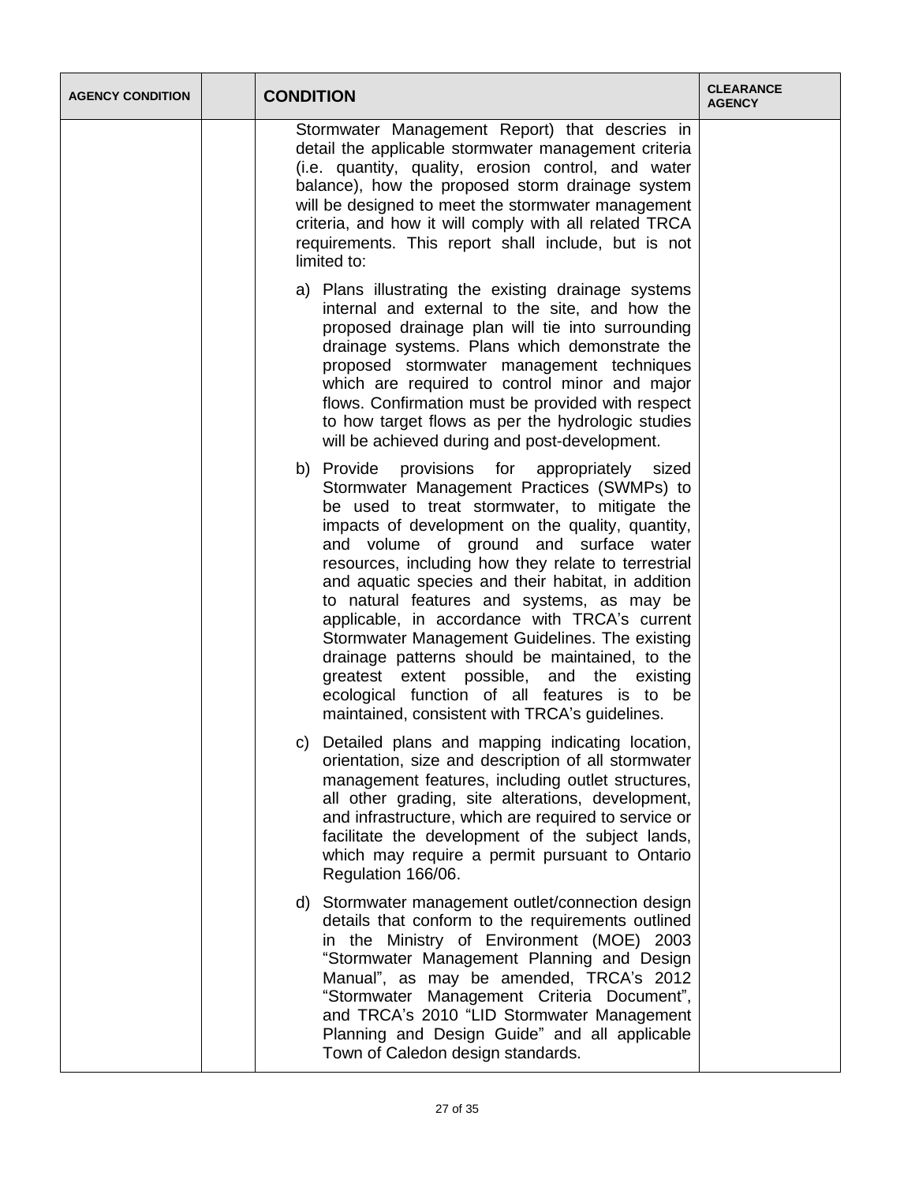| AGENCY CONDITION | | CONDITION | CLEARANCE AGENCY |
|---|---|---|---|
| | | Stormwater Management Report) that descries in detail the applicable stormwater management criteria (i.e. quantity, quality, erosion control, and water balance), how the proposed storm drainage system will be designed to meet the stormwater management criteria, and how it will comply with all related TRCA requirements. This report shall include, but is not limited to:<br><br>a) Plans illustrating the existing drainage systems internal and external to the site, and how the proposed drainage plan will tie into surrounding drainage systems. Plans which demonstrate the proposed stormwater management techniques which are required to control minor and major flows. Confirmation must be provided with respect to how target flows as per the hydrologic studies will be achieved during and post-development.<br><br>b) Provide provisions for appropriately sized Stormwater Management Practices (SWMPs) to be used to treat stormwater, to mitigate the impacts of development on the quality, quantity, and volume of ground and surface water resources, including how they relate to terrestrial and aquatic species and their habitat, in addition to natural features and systems, as may be applicable, in accordance with TRCA's current Stormwater Management Guidelines. The existing drainage patterns should be maintained, to the greatest extent possible, and the existing ecological function of all features is to be maintained, consistent with TRCA's guidelines.<br><br>c) Detailed plans and mapping indicating location, orientation, size and description of all stormwater management features, including outlet structures, all other grading, site alterations, development, and infrastructure, which are required to service or facilitate the development of the subject lands, which may require a permit pursuant to Ontario Regulation 166/06.<br><br>d) Stormwater management outlet/connection design details that conform to the requirements outlined in the Ministry of Environment (MOE) 2003 "Stormwater Management Planning and Design Manual", as may be amended, TRCA's 2012 "Stormwater Management Criteria Document", and TRCA's 2010 "LID Stormwater Management Planning and Design Guide" and all applicable Town of Caledon design standards. | |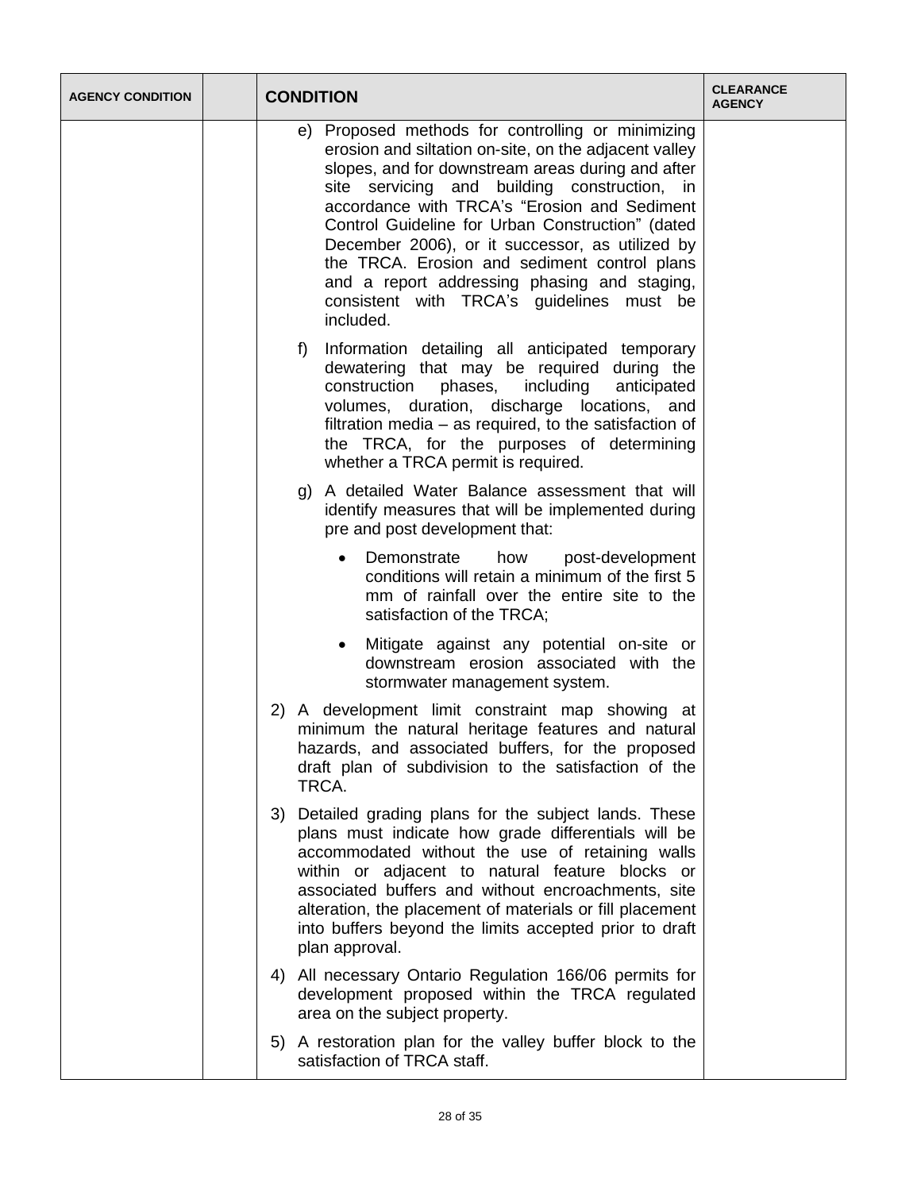| AGENCY CONDITION | | CONDITION | CLEARANCE AGENCY |
|---|---|---|---|
| | | e) Proposed methods for controlling or minimizing erosion and siltation on-site, on the adjacent valley slopes, and for downstream areas during and after site servicing and building construction, in accordance with TRCA's "Erosion and Sediment Control Guideline for Urban Construction" (dated December 2006), or it successor, as utilized by the TRCA. Erosion and sediment control plans and a report addressing phasing and staging, consistent with TRCA's guidelines must be included.<br><br>f) Information detailing all anticipated temporary dewatering that may be required during the construction phases, including anticipated volumes, duration, discharge locations, and filtration media – as required, to the satisfaction of the TRCA, for the purposes of determining whether a TRCA permit is required.<br><br>g) A detailed Water Balance assessment that will identify measures that will be implemented during pre and post development that:<br><br>• Demonstrate how post-development conditions will retain a minimum of the first 5 mm of rainfall over the entire site to the satisfaction of the TRCA;<br><br>• Mitigate against any potential on-site or downstream erosion associated with the stormwater management system.<br><br>2) A development limit constraint map showing at minimum the natural heritage features and natural hazards, and associated buffers, for the proposed draft plan of subdivision to the satisfaction of the TRCA.<br><br>3) Detailed grading plans for the subject lands. These plans must indicate how grade differentials will be accommodated without the use of retaining walls within or adjacent to natural feature blocks or associated buffers and without encroachments, site alteration, the placement of materials or fill placement into buffers beyond the limits accepted prior to draft plan approval.<br><br>4) All necessary Ontario Regulation 166/06 permits for development proposed within the TRCA regulated area on the subject property.<br><br>5) A restoration plan for the valley buffer block to the satisfaction of TRCA staff. | |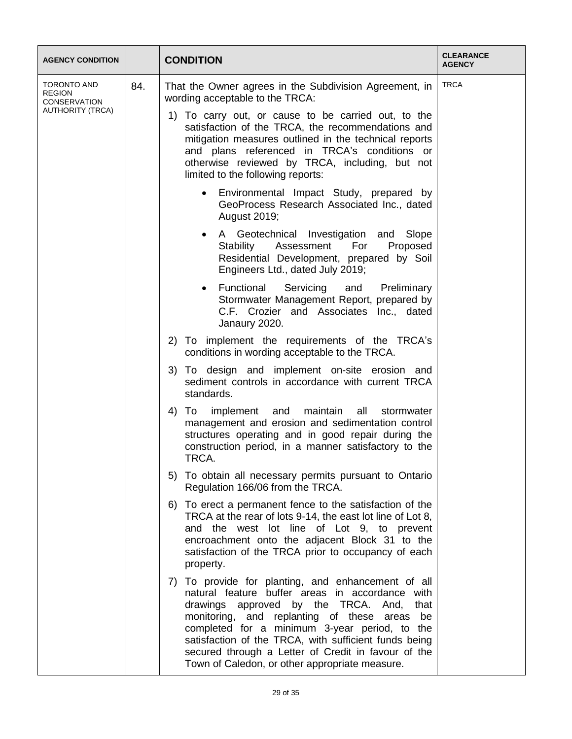| AGENCY CONDITION | | CONDITION | CLEARANCE AGENCY |
|---|---|---|---|
| TORONTO AND REGION CONSERVATION AUTHORITY (TRCA) | 84. | That the Owner agrees in the Subdivision Agreement, in wording acceptable to the TRCA:<br><br>1) To carry out, or cause to be carried out, to the satisfaction of the TRCA, the recommendations and mitigation measures outlined in the technical reports and plans referenced in TRCA's conditions or otherwise reviewed by TRCA, including, but not limited to the following reports:<br><br>• Environmental Impact Study, prepared by GeoProcess Research Associated Inc., dated August 2019;<br><br>• A Geotechnical Investigation and Slope Stability Assessment For Proposed Residential Development, prepared by Soil Engineers Ltd., dated July 2019;<br><br>• Functional Servicing and Preliminary Stormwater Management Report, prepared by C.F. Crozier and Associates Inc., dated Janaury 2020.<br><br>2) To implement the requirements of the TRCA's conditions in wording acceptable to the TRCA.<br><br>3) To design and implement on-site erosion and sediment controls in accordance with current TRCA standards.<br><br>4) To implement and maintain all stormwater management and erosion and sedimentation control structures operating and in good repair during the construction period, in a manner satisfactory to the TRCA.<br><br>5) To obtain all necessary permits pursuant to Ontario Regulation 166/06 from the TRCA.<br><br>6) To erect a permanent fence to the satisfaction of the TRCA at the rear of lots 9-14, the east lot line of Lot 8, and the west lot line of Lot 9, to prevent encroachment onto the adjacent Block 31 to the satisfaction of the TRCA prior to occupancy of each property.<br><br>7) To provide for planting, and enhancement of all natural feature buffer areas in accordance with drawings approved by the TRCA. And, that monitoring, and replanting of these areas be completed for a minimum 3-year period, to the satisfaction of the TRCA, with sufficient funds being secured through a Letter of Credit in favour of the Town of Caledon, or other appropriate measure. | TRCA |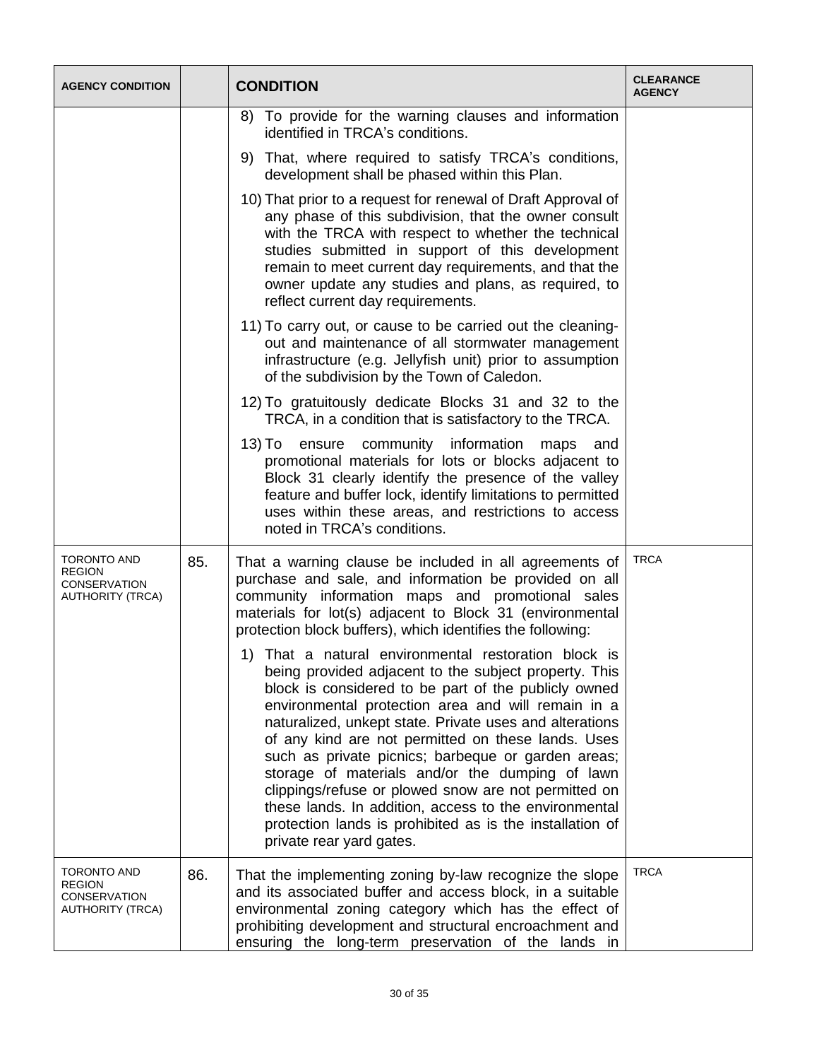| AGENCY CONDITION | | CONDITION | CLEARANCE AGENCY |
|---|---|---|---|
| | | 8) To provide for the warning clauses and information identified in TRCA's conditions.<br><br>9) That, where required to satisfy TRCA's conditions, development shall be phased within this Plan.<br><br>10) That prior to a request for renewal of Draft Approval of any phase of this subdivision, that the owner consult with the TRCA with respect to whether the technical studies submitted in support of this development remain to meet current day requirements, and that the owner update any studies and plans, as required, to reflect current day requirements.<br><br>11) To carry out, or cause to be carried out the cleaning-out and maintenance of all stormwater management infrastructure (e.g. Jellyfish unit) prior to assumption of the subdivision by the Town of Caledon.<br><br>12) To gratuitously dedicate Blocks 31 and 32 to the TRCA, in a condition that is satisfactory to the TRCA.<br><br>13) To ensure community information maps and promotional materials for lots or blocks adjacent to Block 31 clearly identify the presence of the valley feature and buffer lock, identify limitations to permitted uses within these areas, and restrictions to access noted in TRCA's conditions. | |
| TORONTO AND REGION CONSERVATION AUTHORITY (TRCA) | 85. | That a warning clause be included in all agreements of purchase and sale, and information be provided on all community information maps and promotional sales materials for lot(s) adjacent to Block 31 (environmental protection block buffers), which identifies the following:<br><br>1) That a natural environmental restoration block is being provided adjacent to the subject property. This block is considered to be part of the publicly owned environmental protection area and will remain in a naturalized, unkept state. Private uses and alterations of any kind are not permitted on these lands. Uses such as private picnics; barbeque or garden areas; storage of materials and/or the dumping of lawn clippings/refuse or plowed snow are not permitted on these lands. In addition, access to the environmental protection lands is prohibited as is the installation of private rear yard gates. | TRCA |
| TORONTO AND REGION CONSERVATION AUTHORITY (TRCA) | 86. | That the implementing zoning by-law recognize the slope and its associated buffer and access block, in a suitable environmental zoning category which has the effect of prohibiting development and structural encroachment and ensuring the long-term preservation of the lands in | TRCA |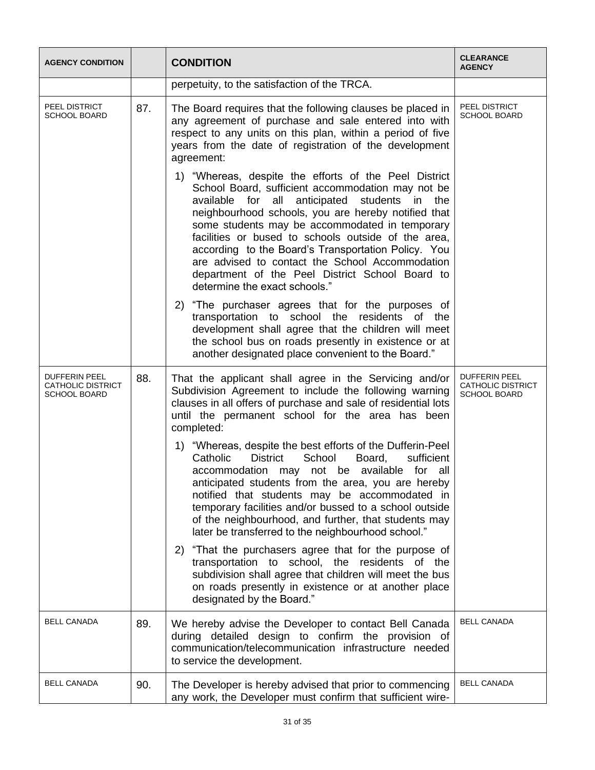| AGENCY CONDITION | | CONDITION | CLEARANCE AGENCY |
|---|---|---|---|
| | | perpetuity, to the satisfaction of the TRCA. | |
| PEEL DISTRICT SCHOOL BOARD | 87. | The Board requires that the following clauses be placed in any agreement of purchase and sale entered into with respect to any units on this plan, within a period of five years from the date of registration of the development agreement:<br><br>1) "Whereas, despite the efforts of the Peel District School Board, sufficient accommodation may not be available for all anticipated students in the neighbourhood schools, you are hereby notified that some students may be accommodated in temporary facilities or bused to schools outside of the area, according to the Board's Transportation Policy. You are advised to contact the School Accommodation department of the Peel District School Board to determine the exact schools."<br><br>2) "The purchaser agrees that for the purposes of transportation to school the residents of the development shall agree that the children will meet the school bus on roads presently in existence or at another designated place convenient to the Board." | PEEL DISTRICT SCHOOL BOARD |
| DUFFERIN PEEL CATHOLIC DISTRICT SCHOOL BOARD | 88. | That the applicant shall agree in the Servicing and/or Subdivision Agreement to include the following warning clauses in all offers of purchase and sale of residential lots until the permanent school for the area has been completed:<br><br>1) "Whereas, despite the best efforts of the Dufferin-Peel Catholic District School Board, sufficient accommodation may not be available for all anticipated students from the area, you are hereby notified that students may be accommodated in temporary facilities and/or bussed to a school outside of the neighbourhood, and further, that students may later be transferred to the neighbourhood school."<br><br>2) "That the purchasers agree that for the purpose of transportation to school, the residents of the subdivision shall agree that children will meet the bus on roads presently in existence or at another place designated by the Board." | DUFFERIN PEEL CATHOLIC DISTRICT SCHOOL BOARD |
| BELL CANADA | 89. | We hereby advise the Developer to contact Bell Canada during detailed design to confirm the provision of communication/telecommunication infrastructure needed to service the development. | BELL CANADA |
| BELL CANADA | 90. | The Developer is hereby advised that prior to commencing any work, the Developer must confirm that sufficient wire- | BELL CANADA |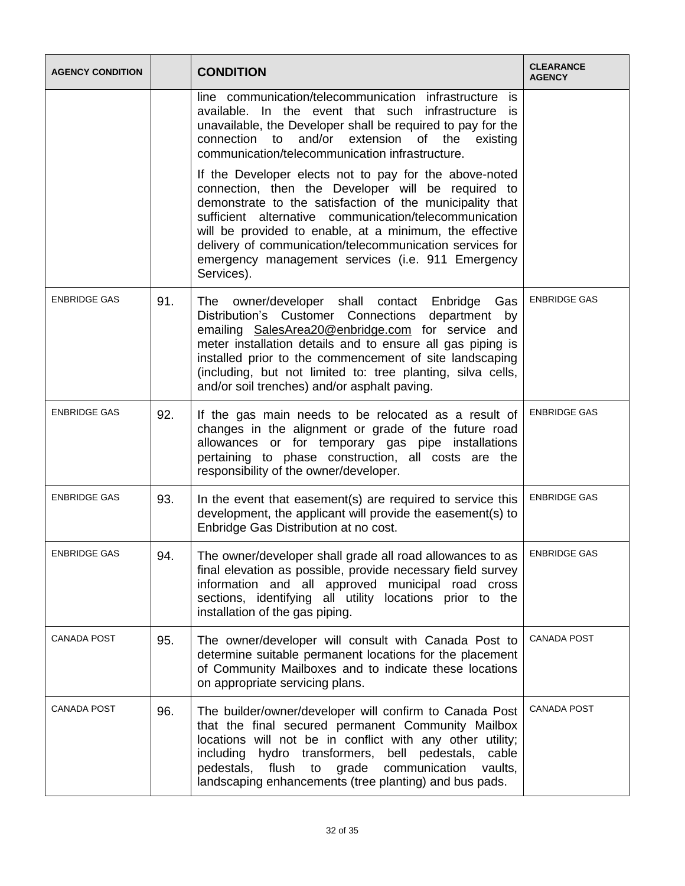| AGENCY CONDITION | | CONDITION | CLEARANCE AGENCY |
|---|---|---|---|
| | | line communication/telecommunication infrastructure is available. In the event that such infrastructure is unavailable, the Developer shall be required to pay for the connection to and/or extension of the existing communication/telecommunication infrastructure.<br><br>If the Developer elects not to pay for the above-noted connection, then the Developer will be required to demonstrate to the satisfaction of the municipality that sufficient alternative communication/telecommunication will be provided to enable, at a minimum, the effective delivery of communication/telecommunication services for emergency management services (i.e. 911 Emergency Services). | |
| ENBRIDGE GAS | 91. | The owner/developer shall contact Enbridge Gas Distribution's Customer Connections department by emailing SalesArea20@enbridge.com for service and meter installation details and to ensure all gas piping is installed prior to the commencement of site landscaping (including, but not limited to: tree planting, silva cells, and/or soil trenches) and/or asphalt paving. | ENBRIDGE GAS |
| ENBRIDGE GAS | 92. | If the gas main needs to be relocated as a result of changes in the alignment or grade of the future road allowances or for temporary gas pipe installations pertaining to phase construction, all costs are the responsibility of the owner/developer. | ENBRIDGE GAS |
| ENBRIDGE GAS | 93. | In the event that easement(s) are required to service this development, the applicant will provide the easement(s) to Enbridge Gas Distribution at no cost. | ENBRIDGE GAS |
| ENBRIDGE GAS | 94. | The owner/developer shall grade all road allowances to as final elevation as possible, provide necessary field survey information and all approved municipal road cross sections, identifying all utility locations prior to the installation of the gas piping. | ENBRIDGE GAS |
| CANADA POST | 95. | The owner/developer will consult with Canada Post to determine suitable permanent locations for the placement of Community Mailboxes and to indicate these locations on appropriate servicing plans. | CANADA POST |
| CANADA POST | 96. | The builder/owner/developer will confirm to Canada Post that the final secured permanent Community Mailbox locations will not be in conflict with any other utility; including hydro transformers, bell pedestals, cable pedestals, flush to grade communication vaults, landscaping enhancements (tree planting) and bus pads. | CANADA POST |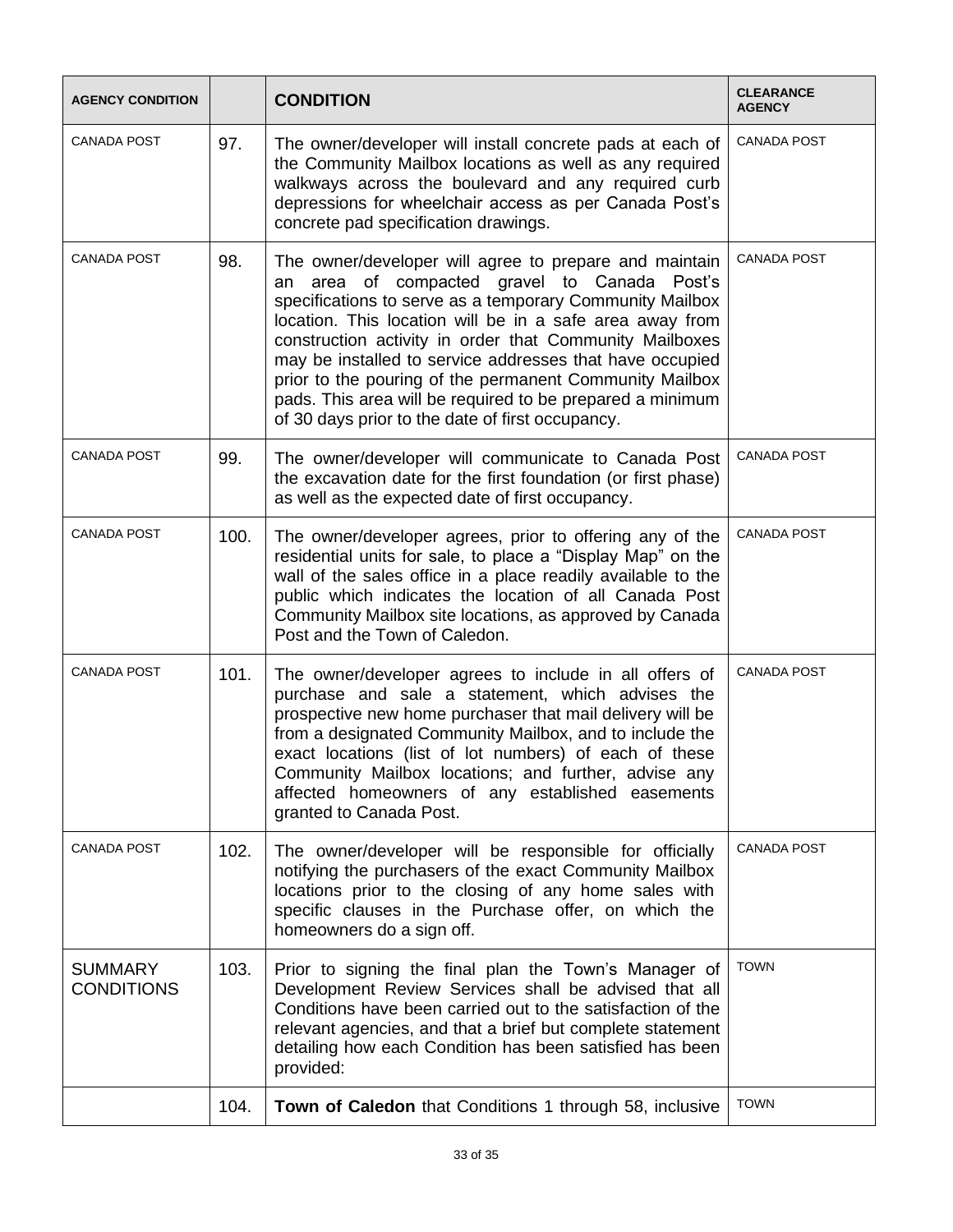| AGENCY CONDITION | | CONDITION | CLEARANCE AGENCY |
|---|---|---|---|
| CANADA POST | 97. | The owner/developer will install concrete pads at each of the Community Mailbox locations as well as any required walkways across the boulevard and any required curb depressions for wheelchair access as per Canada Post's concrete pad specification drawings. | CANADA POST |
| CANADA POST | 98. | The owner/developer will agree to prepare and maintain an area of compacted gravel to Canada Post's specifications to serve as a temporary Community Mailbox location. This location will be in a safe area away from construction activity in order that Community Mailboxes may be installed to service addresses that have occupied prior to the pouring of the permanent Community Mailbox pads. This area will be required to be prepared a minimum of 30 days prior to the date of first occupancy. | CANADA POST |
| CANADA POST | 99. | The owner/developer will communicate to Canada Post the excavation date for the first foundation (or first phase) as well as the expected date of first occupancy. | CANADA POST |
| CANADA POST | 100. | The owner/developer agrees, prior to offering any of the residential units for sale, to place a "Display Map" on the wall of the sales office in a place readily available to the public which indicates the location of all Canada Post Community Mailbox site locations, as approved by Canada Post and the Town of Caledon. | CANADA POST |
| CANADA POST | 101. | The owner/developer agrees to include in all offers of purchase and sale a statement, which advises the prospective new home purchaser that mail delivery will be from a designated Community Mailbox, and to include the exact locations (list of lot numbers) of each of these Community Mailbox locations; and further, advise any affected homeowners of any established easements granted to Canada Post. | CANADA POST |
| CANADA POST | 102. | The owner/developer will be responsible for officially notifying the purchasers of the exact Community Mailbox locations prior to the closing of any home sales with specific clauses in the Purchase offer, on which the homeowners do a sign off. | CANADA POST |
| SUMMARY CONDITIONS | 103. | Prior to signing the final plan the Town's Manager of Development Review Services shall be advised that all Conditions have been carried out to the satisfaction of the relevant agencies, and that a brief but complete statement detailing how each Condition has been satisfied has been provided: | TOWN |
| | 104. | **Town of Caledon** that Conditions 1 through 58, inclusive | TOWN |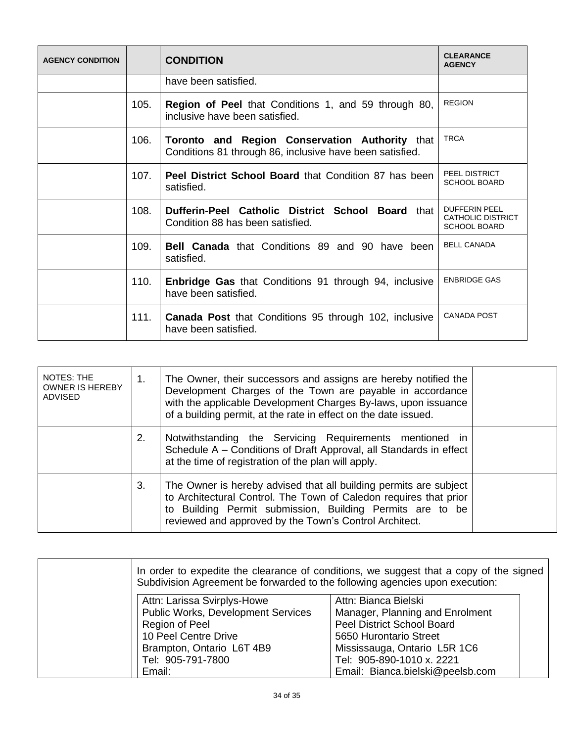| AGENCY CONDITION | | CONDITION | CLEARANCE AGENCY |
|---|---|---|---|
| | | have been satisfied. | |
| | 105. | **Region of Peel** that Conditions 1, and 59 through 80, inclusive have been satisfied. | REGION |
| | 106. | **Toronto and Region Conservation Authority** that Conditions 81 through 86, inclusive have been satisfied. | TRCA |
| | 107. | **Peel District School Board** that Condition 87 has been satisfied. | PEEL DISTRICT SCHOOL BOARD |
| | 108. | **Dufferin-Peel Catholic District School Board** that Condition 88 has been satisfied. | DUFFERIN PEEL CATHOLIC DISTRICT SCHOOL BOARD |
| | 109. | **Bell Canada** that Conditions 89 and 90 have been satisfied. | BELL CANADA |
| | 110. | **Enbridge Gas** that Conditions 91 through 94, inclusive have been satisfied. | ENBRIDGE GAS |
| | 111. | **Canada Post** that Conditions 95 through 102, inclusive have been satisfied. | CANADA POST |

| NOTES: THE OWNER IS HEREBY ADVISED | | | |
|---|---|---|---|
| | 1. | The Owner, their successors and assigns are hereby notified the Development Charges of the Town are payable in accordance with the applicable Development Charges By-laws, upon issuance of a building permit, at the rate in effect on the date issued. | |
| | 2. | Notwithstanding the Servicing Requirements mentioned in Schedule A – Conditions of Draft Approval, all Standards in effect at the time of registration of the plan will apply. | |
| | 3. | The Owner is hereby advised that all building permits are subject to Architectural Control. The Town of Caledon requires that prior to Building Permit submission, Building Permits are to be reviewed and approved by the Town's Control Architect. | |

In order to expedite the clearance of conditions, we suggest that a copy of the signed Subdivision Agreement be forwarded to the following agencies upon execution:

| | |
|---|---|
| Attn: Larissa Svirplys-Howe<br>Public Works, Development Services<br>Region of Peel<br>10 Peel Centre Drive<br>Brampton, Ontario L6T 4B9<br>Tel: 905-791-7800<br>Email: | Attn: Bianca Bielski<br>Manager, Planning and Enrolment<br>Peel District School Board<br>5650 Hurontario Street<br>Mississauga, Ontario L5R 1C6<br>Tel: 905-890-1010 x. 2221<br>Email: Bianca.bielski@peelsb.com |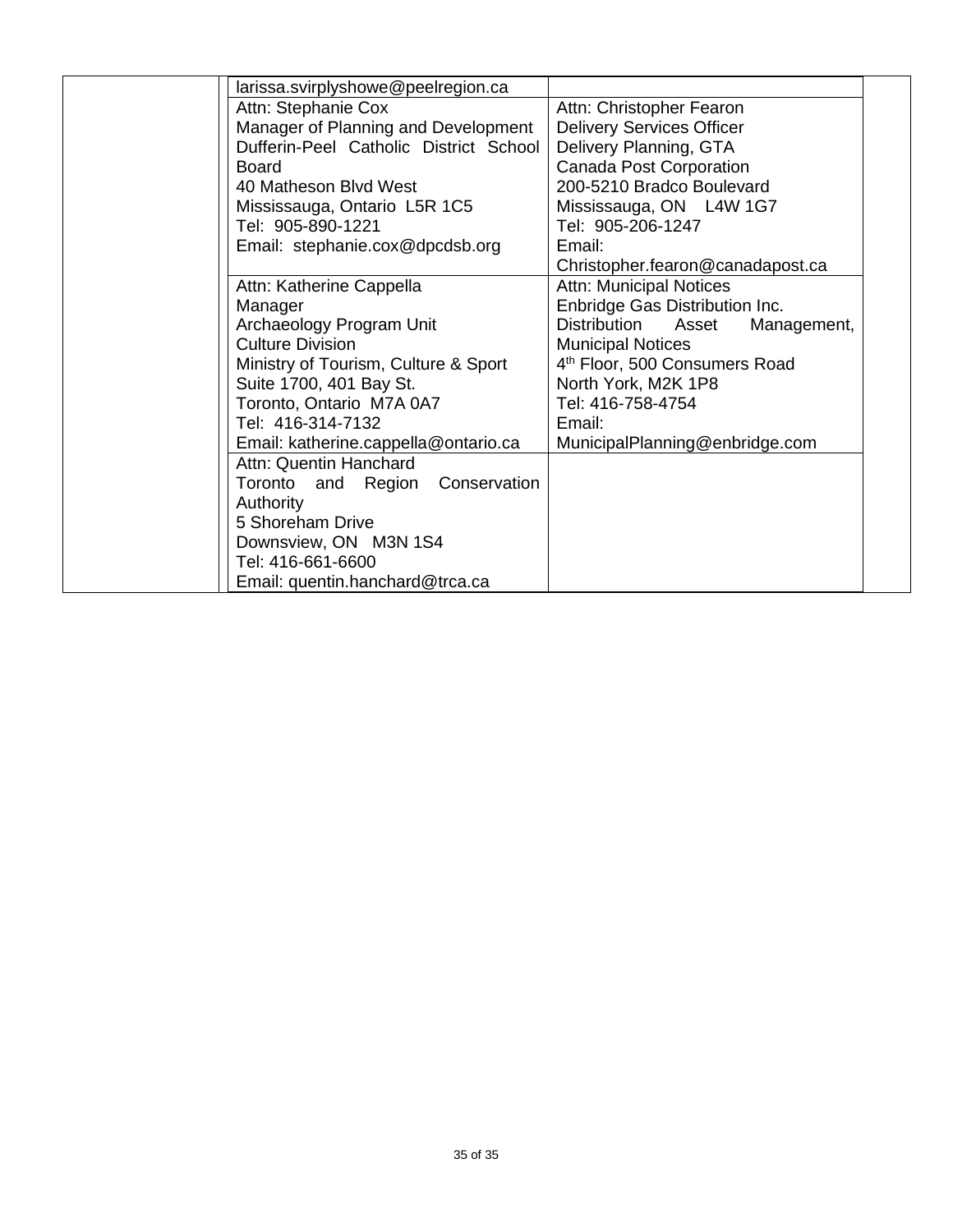| | | | |
|---|---|---|---|
| | larissa.svirplyshowe@peelregion.ca | | |
| | Attn: Stephanie Cox<br>Manager of Planning and Development<br>Dufferin-Peel Catholic District School Board<br>40 Matheson Blvd West<br>Mississauga, Ontario L5R 1C5<br>Tel: 905-890-1221<br>Email: stephanie.cox@dpcdsb.org | Attn: Christopher Fearon<br>Delivery Services Officer<br>Delivery Planning, GTA<br>Canada Post Corporation<br>200-5210 Bradco Boulevard<br>Mississauga, ON L4W 1G7<br>Tel: 905-206-1247<br>Email:<br>Christopher.fearon@canadapost.ca | |
| | Attn: Katherine Cappella<br>Manager<br>Archaeology Program Unit<br>Culture Division<br>Ministry of Tourism, Culture & Sport<br>Suite 1700, 401 Bay St.<br>Toronto, Ontario M7A 0A7<br>Tel: 416-314-7132<br>Email: katherine.cappella@ontario.ca | Attn: Municipal Notices<br>Enbridge Gas Distribution Inc.<br>Distribution Asset Management, Municipal Notices<br>4th Floor, 500 Consumers Road<br>North York, M2K 1P8<br>Tel: 416-758-4754<br>Email:<br>MunicipalPlanning@enbridge.com | |
| | Attn: Quentin Hanchard<br>Toronto and Region Conservation Authority<br>5 Shoreham Drive<br>Downsview, ON M3N 1S4<br>Tel: 416-661-6600<br>Email: quentin.hanchard@trca.ca | | |